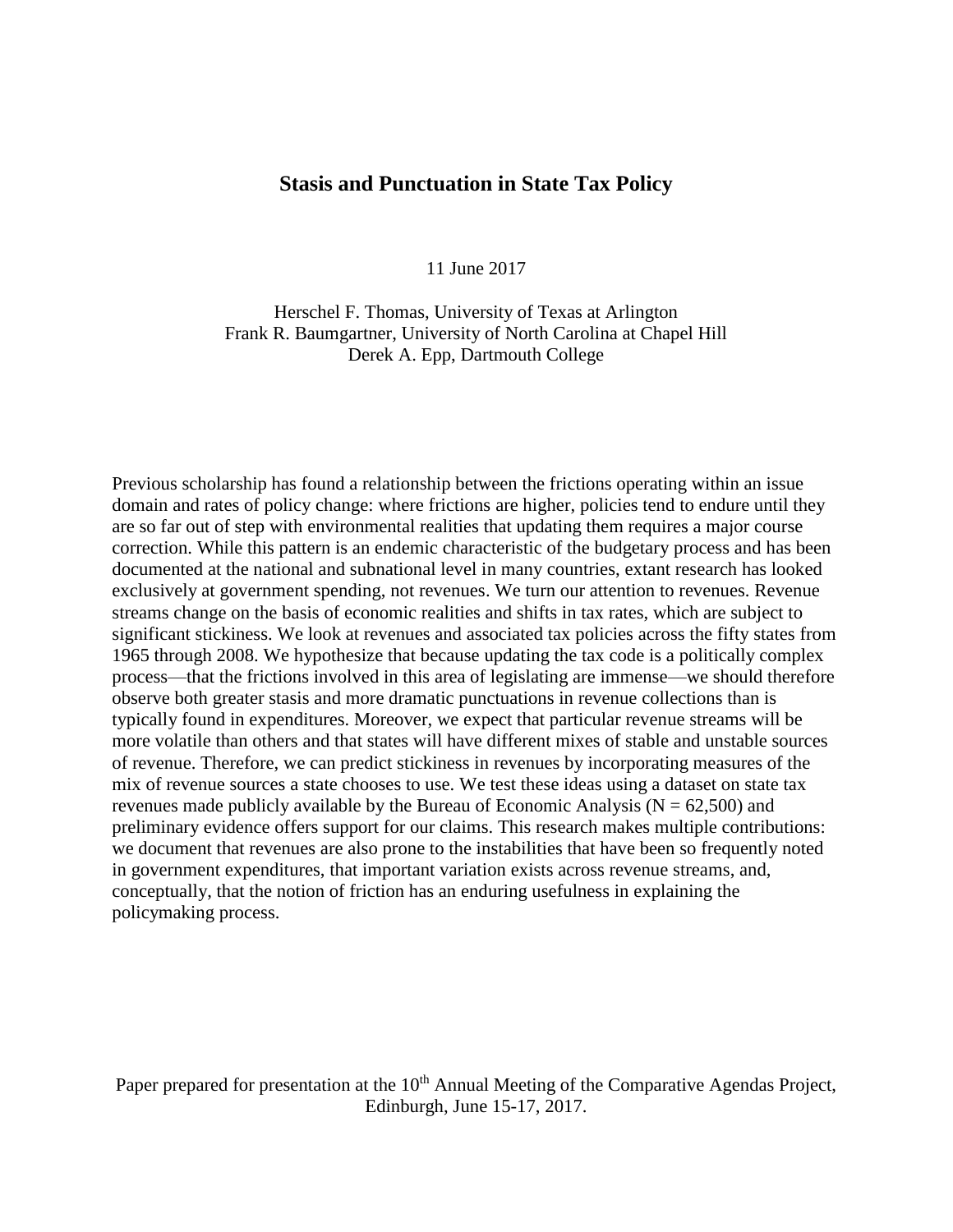# Stasis and Punctuation in State Tax Policy

11 June 2017

Herschel F. Thomas, University of Texas at Arlington
Frank R. Baumgartner, University of North Carolina at Chapel Hill
Derek A. Epp, Dartmouth College

Previous scholarship has found a relationship between the frictions operating within an issue domain and rates of policy change: where frictions are higher, policies tend to endure until they are so far out of step with environmental realities that updating them requires a major course correction. While this pattern is an endemic characteristic of the budgetary process and has been documented at the national and subnational level in many countries, extant research has looked exclusively at government spending, not revenues. We turn our attention to revenues. Revenue streams change on the basis of economic realities and shifts in tax rates, which are subject to significant stickiness. We look at revenues and associated tax policies across the fifty states from 1965 through 2008. We hypothesize that because updating the tax code is a politically complex process—that the frictions involved in this area of legislating are immense—we should therefore observe both greater stasis and more dramatic punctuations in revenue collections than is typically found in expenditures. Moreover, we expect that particular revenue streams will be more volatile than others and that states will have different mixes of stable and unstable sources of revenue. Therefore, we can predict stickiness in revenues by incorporating measures of the mix of revenue sources a state chooses to use. We test these ideas using a dataset on state tax revenues made publicly available by the Bureau of Economic Analysis (N = 62,500) and preliminary evidence offers support for our claims. This research makes multiple contributions: we document that revenues are also prone to the instabilities that have been so frequently noted in government expenditures, that important variation exists across revenue streams, and, conceptually, that the notion of friction has an enduring usefulness in explaining the policymaking process.

Paper prepared for presentation at the 10th Annual Meeting of the Comparative Agendas Project, Edinburgh, June 15-17, 2017.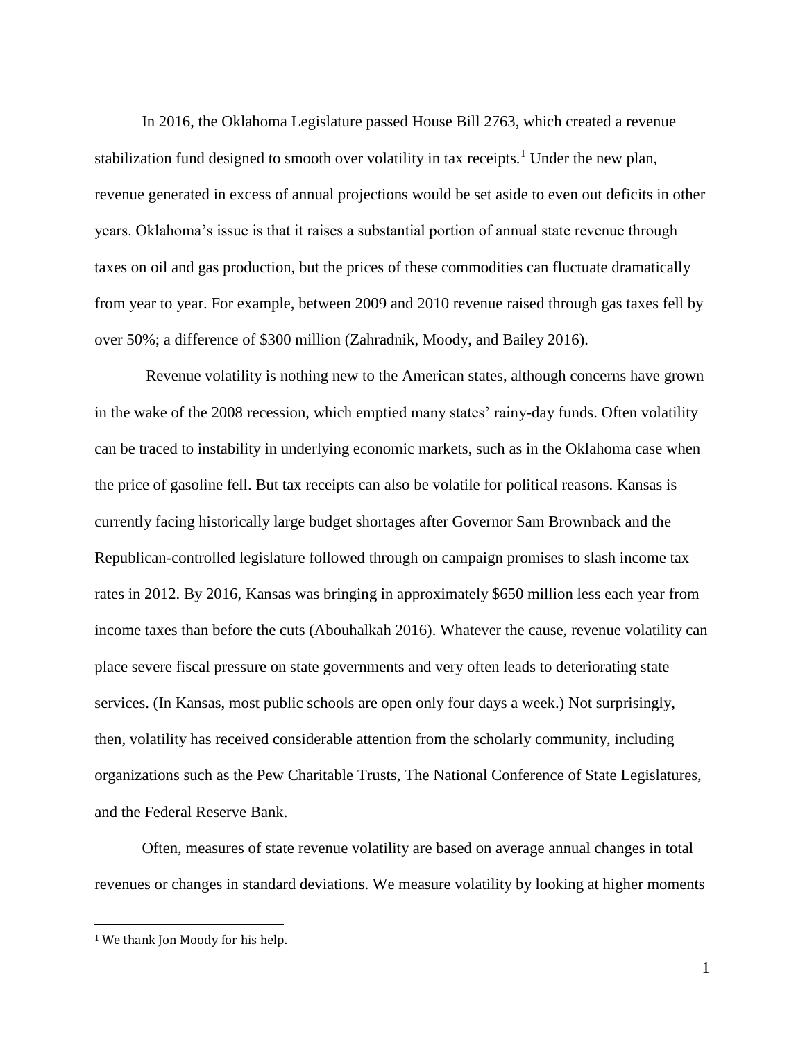In 2016, the Oklahoma Legislature passed House Bill 2763, which created a revenue stabilization fund designed to smooth over volatility in tax receipts.[1] Under the new plan, revenue generated in excess of annual projections would be set aside to even out deficits in other years. Oklahoma's issue is that it raises a substantial portion of annual state revenue through taxes on oil and gas production, but the prices of these commodities can fluctuate dramatically from year to year. For example, between 2009 and 2010 revenue raised through gas taxes fell by over 50%; a difference of $300 million (Zahradnik, Moody, and Bailey 2016).

Revenue volatility is nothing new to the American states, although concerns have grown in the wake of the 2008 recession, which emptied many states' rainy-day funds. Often volatility can be traced to instability in underlying economic markets, such as in the Oklahoma case when the price of gasoline fell. But tax receipts can also be volatile for political reasons. Kansas is currently facing historically large budget shortages after Governor Sam Brownback and the Republican-controlled legislature followed through on campaign promises to slash income tax rates in 2012. By 2016, Kansas was bringing in approximately $650 million less each year from income taxes than before the cuts (Abouhalkah 2016). Whatever the cause, revenue volatility can place severe fiscal pressure on state governments and very often leads to deteriorating state services. (In Kansas, most public schools are open only four days a week.) Not surprisingly, then, volatility has received considerable attention from the scholarly community, including organizations such as the Pew Charitable Trusts, The National Conference of State Legislatures, and the Federal Reserve Bank.

Often, measures of state revenue volatility are based on average annual changes in total revenues or changes in standard deviations. We measure volatility by looking at higher moments

[1] We thank Jon Moody for his help.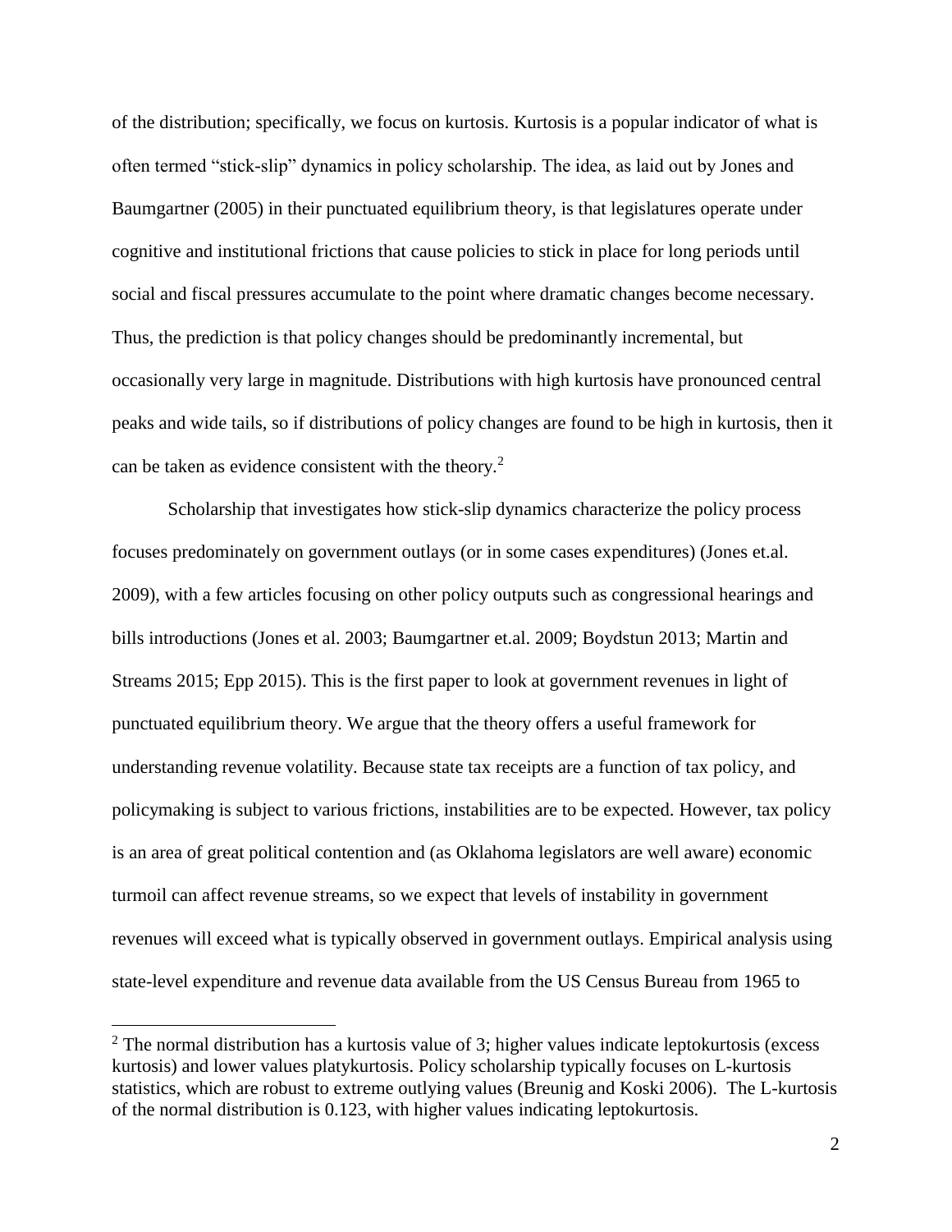of the distribution; specifically, we focus on kurtosis. Kurtosis is a popular indicator of what is often termed "stick-slip" dynamics in policy scholarship. The idea, as laid out by Jones and Baumgartner (2005) in their punctuated equilibrium theory, is that legislatures operate under cognitive and institutional frictions that cause policies to stick in place for long periods until social and fiscal pressures accumulate to the point where dramatic changes become necessary. Thus, the prediction is that policy changes should be predominantly incremental, but occasionally very large in magnitude. Distributions with high kurtosis have pronounced central peaks and wide tails, so if distributions of policy changes are found to be high in kurtosis, then it can be taken as evidence consistent with the theory.[2]

Scholarship that investigates how stick-slip dynamics characterize the policy process focuses predominately on government outlays (or in some cases expenditures) (Jones et.al. 2009), with a few articles focusing on other policy outputs such as congressional hearings and bills introductions (Jones et al. 2003; Baumgartner et.al. 2009; Boydstun 2013; Martin and Streams 2015; Epp 2015). This is the first paper to look at government revenues in light of punctuated equilibrium theory. We argue that the theory offers a useful framework for understanding revenue volatility. Because state tax receipts are a function of tax policy, and policymaking is subject to various frictions, instabilities are to be expected. However, tax policy is an area of great political contention and (as Oklahoma legislators are well aware) economic turmoil can affect revenue streams, so we expect that levels of instability in government revenues will exceed what is typically observed in government outlays. Empirical analysis using state-level expenditure and revenue data available from the US Census Bureau from 1965 to

[2] The normal distribution has a kurtosis value of 3; higher values indicate leptokurtosis (excess kurtosis) and lower values platykurtosis. Policy scholarship typically focuses on L-kurtosis statistics, which are robust to extreme outlying values (Breunig and Koski 2006). The L-kurtosis of the normal distribution is 0.123, with higher values indicating leptokurtosis.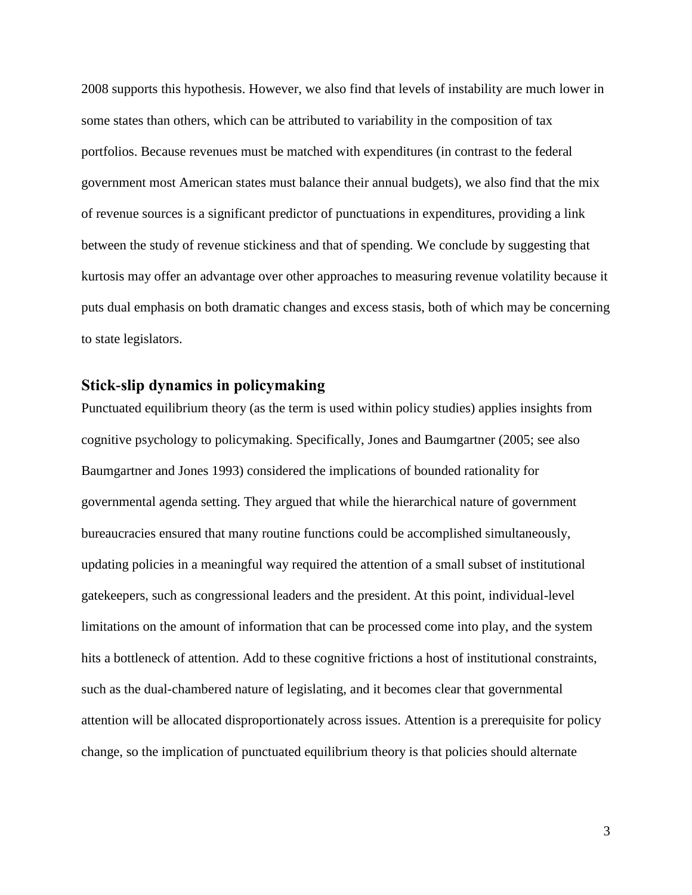2008 supports this hypothesis. However, we also find that levels of instability are much lower in some states than others, which can be attributed to variability in the composition of tax portfolios. Because revenues must be matched with expenditures (in contrast to the federal government most American states must balance their annual budgets), we also find that the mix of revenue sources is a significant predictor of punctuations in expenditures, providing a link between the study of revenue stickiness and that of spending. We conclude by suggesting that kurtosis may offer an advantage over other approaches to measuring revenue volatility because it puts dual emphasis on both dramatic changes and excess stasis, both of which may be concerning to state legislators.

## Stick-slip dynamics in policymaking

Punctuated equilibrium theory (as the term is used within policy studies) applies insights from cognitive psychology to policymaking. Specifically, Jones and Baumgartner (2005; see also Baumgartner and Jones 1993) considered the implications of bounded rationality for governmental agenda setting. They argued that while the hierarchical nature of government bureaucracies ensured that many routine functions could be accomplished simultaneously, updating policies in a meaningful way required the attention of a small subset of institutional gatekeepers, such as congressional leaders and the president. At this point, individual-level limitations on the amount of information that can be processed come into play, and the system hits a bottleneck of attention. Add to these cognitive frictions a host of institutional constraints, such as the dual-chambered nature of legislating, and it becomes clear that governmental attention will be allocated disproportionately across issues. Attention is a prerequisite for policy change, so the implication of punctuated equilibrium theory is that policies should alternate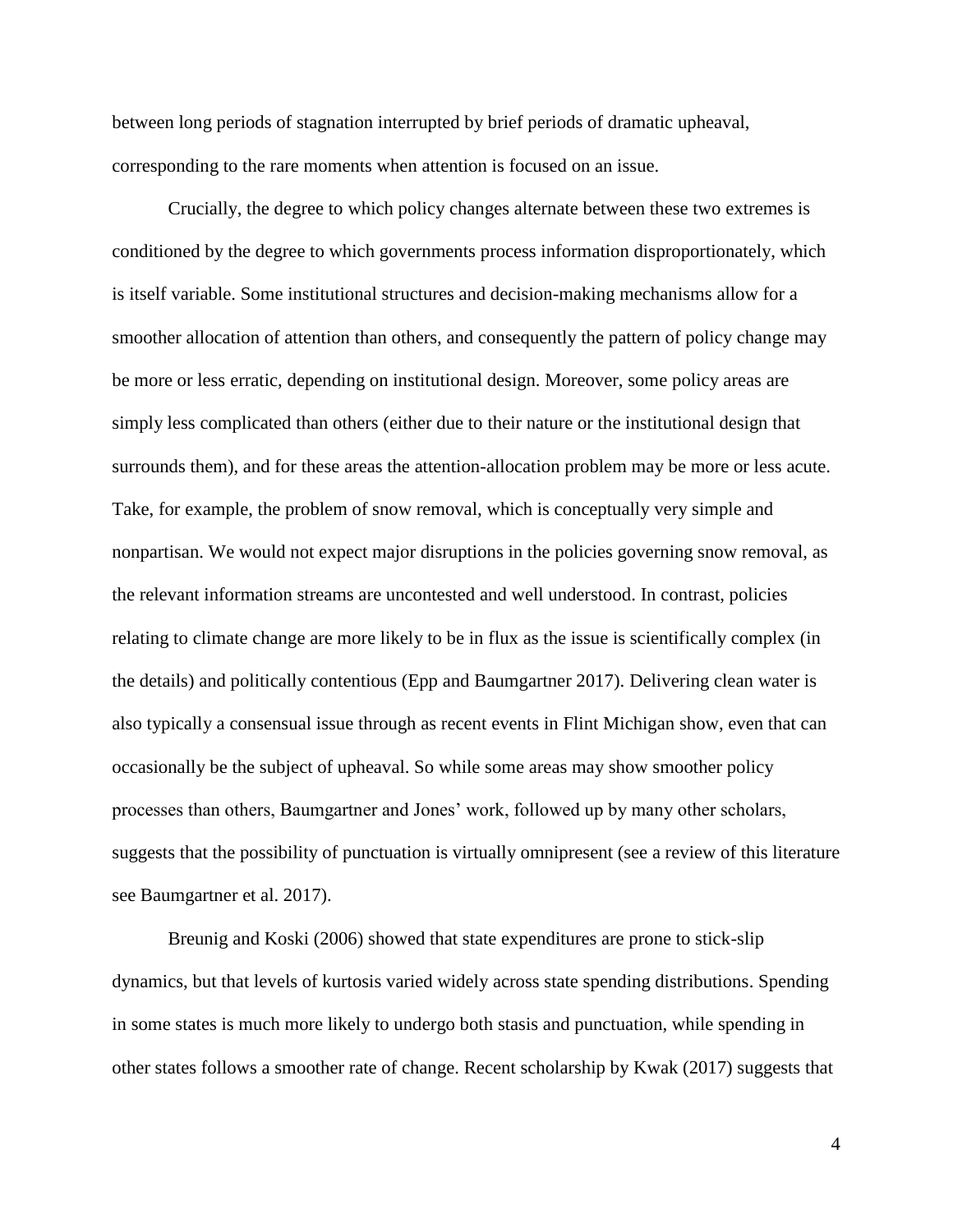between long periods of stagnation interrupted by brief periods of dramatic upheaval, corresponding to the rare moments when attention is focused on an issue.

Crucially, the degree to which policy changes alternate between these two extremes is conditioned by the degree to which governments process information disproportionately, which is itself variable. Some institutional structures and decision-making mechanisms allow for a smoother allocation of attention than others, and consequently the pattern of policy change may be more or less erratic, depending on institutional design. Moreover, some policy areas are simply less complicated than others (either due to their nature or the institutional design that surrounds them), and for these areas the attention-allocation problem may be more or less acute. Take, for example, the problem of snow removal, which is conceptually very simple and nonpartisan. We would not expect major disruptions in the policies governing snow removal, as the relevant information streams are uncontested and well understood. In contrast, policies relating to climate change are more likely to be in flux as the issue is scientifically complex (in the details) and politically contentious (Epp and Baumgartner 2017). Delivering clean water is also typically a consensual issue through as recent events in Flint Michigan show, even that can occasionally be the subject of upheaval. So while some areas may show smoother policy processes than others, Baumgartner and Jones' work, followed up by many other scholars, suggests that the possibility of punctuation is virtually omnipresent (see a review of this literature see Baumgartner et al. 2017).

Breunig and Koski (2006) showed that state expenditures are prone to stick-slip dynamics, but that levels of kurtosis varied widely across state spending distributions. Spending in some states is much more likely to undergo both stasis and punctuation, while spending in other states follows a smoother rate of change. Recent scholarship by Kwak (2017) suggests that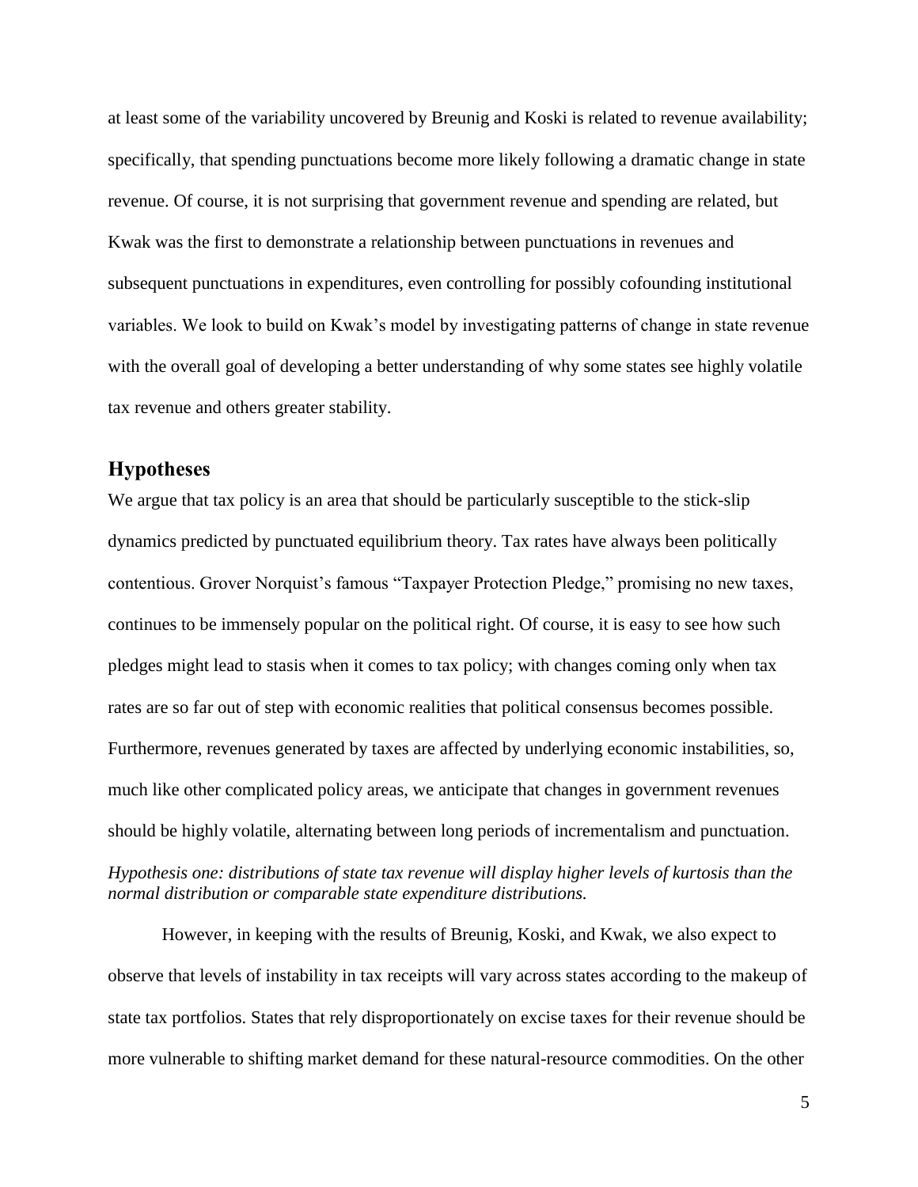at least some of the variability uncovered by Breunig and Koski is related to revenue availability; specifically, that spending punctuations become more likely following a dramatic change in state revenue. Of course, it is not surprising that government revenue and spending are related, but Kwak was the first to demonstrate a relationship between punctuations in revenues and subsequent punctuations in expenditures, even controlling for possibly cofounding institutional variables. We look to build on Kwak's model by investigating patterns of change in state revenue with the overall goal of developing a better understanding of why some states see highly volatile tax revenue and others greater stability.

## Hypotheses

We argue that tax policy is an area that should be particularly susceptible to the stick-slip dynamics predicted by punctuated equilibrium theory. Tax rates have always been politically contentious. Grover Norquist's famous "Taxpayer Protection Pledge," promising no new taxes, continues to be immensely popular on the political right. Of course, it is easy to see how such pledges might lead to stasis when it comes to tax policy; with changes coming only when tax rates are so far out of step with economic realities that political consensus becomes possible. Furthermore, revenues generated by taxes are affected by underlying economic instabilities, so, much like other complicated policy areas, we anticipate that changes in government revenues should be highly volatile, alternating between long periods of incrementalism and punctuation.

*Hypothesis one: distributions of state tax revenue will display higher levels of kurtosis than the normal distribution or comparable state expenditure distributions.*

However, in keeping with the results of Breunig, Koski, and Kwak, we also expect to observe that levels of instability in tax receipts will vary across states according to the makeup of state tax portfolios. States that rely disproportionately on excise taxes for their revenue should be more vulnerable to shifting market demand for these natural-resource commodities. On the other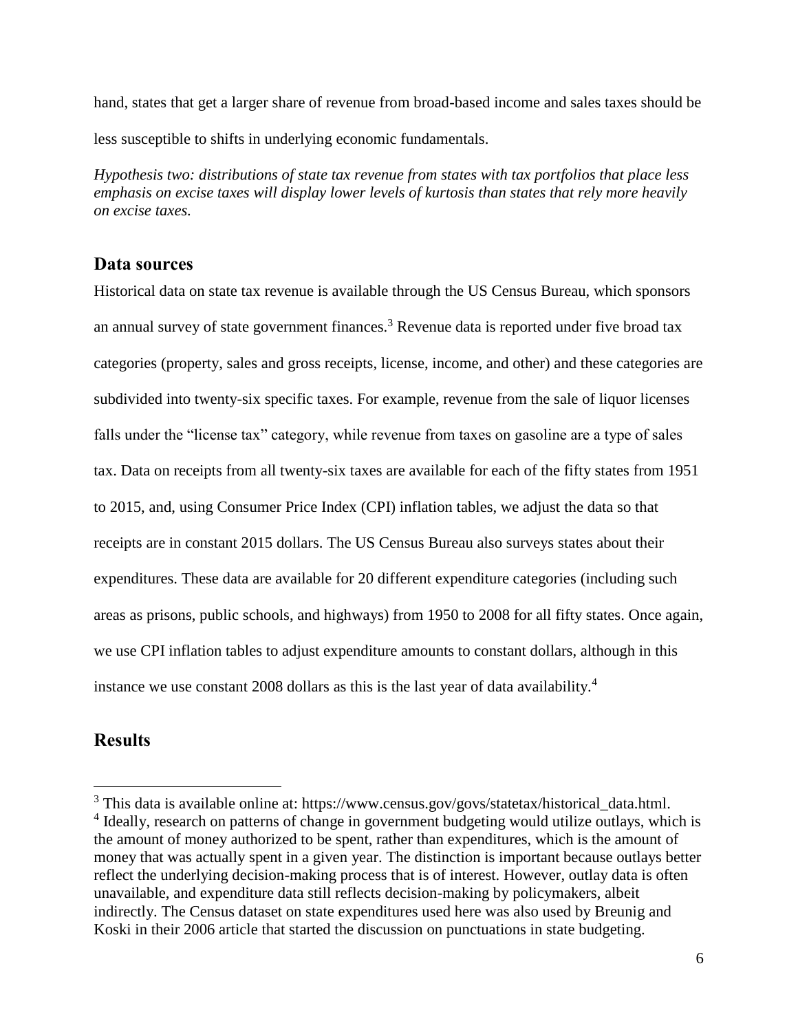hand, states that get a larger share of revenue from broad-based income and sales taxes should be less susceptible to shifts in underlying economic fundamentals.

*Hypothesis two: distributions of state tax revenue from states with tax portfolios that place less emphasis on excise taxes will display lower levels of kurtosis than states that rely more heavily on excise taxes.*

## Data sources

Historical data on state tax revenue is available through the US Census Bureau, which sponsors an annual survey of state government finances.[3] Revenue data is reported under five broad tax categories (property, sales and gross receipts, license, income, and other) and these categories are subdivided into twenty-six specific taxes. For example, revenue from the sale of liquor licenses falls under the "license tax" category, while revenue from taxes on gasoline are a type of sales tax. Data on receipts from all twenty-six taxes are available for each of the fifty states from 1951 to 2015, and, using Consumer Price Index (CPI) inflation tables, we adjust the data so that receipts are in constant 2015 dollars. The US Census Bureau also surveys states about their expenditures. These data are available for 20 different expenditure categories (including such areas as prisons, public schools, and highways) from 1950 to 2008 for all fifty states. Once again, we use CPI inflation tables to adjust expenditure amounts to constant dollars, although in this instance we use constant 2008 dollars as this is the last year of data availability.[4]

## Results

[3] This data is available online at: https://www.census.gov/govs/statetax/historical_data.html.

[4] Ideally, research on patterns of change in government budgeting would utilize outlays, which is the amount of money authorized to be spent, rather than expenditures, which is the amount of money that was actually spent in a given year. The distinction is important because outlays better reflect the underlying decision-making process that is of interest. However, outlay data is often unavailable, and expenditure data still reflects decision-making by policymakers, albeit indirectly. The Census dataset on state expenditures used here was also used by Breunig and Koski in their 2006 article that started the discussion on punctuations in state budgeting.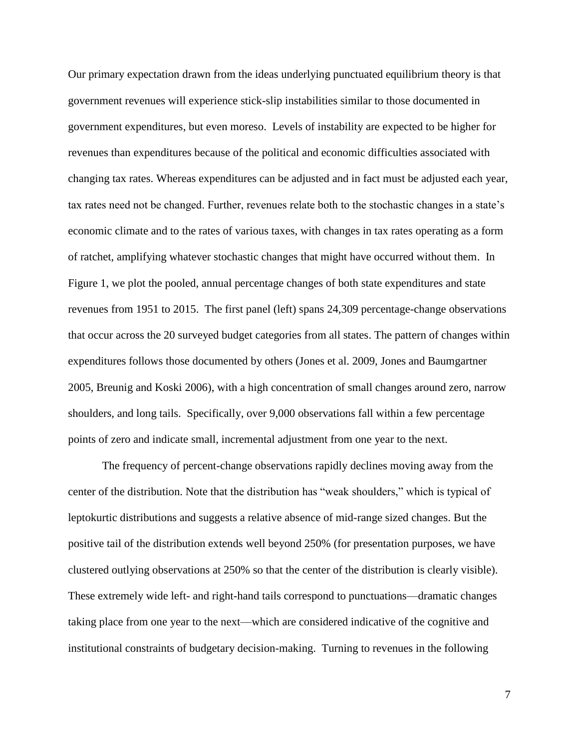Our primary expectation drawn from the ideas underlying punctuated equilibrium theory is that government revenues will experience stick-slip instabilities similar to those documented in government expenditures, but even moreso. Levels of instability are expected to be higher for revenues than expenditures because of the political and economic difficulties associated with changing tax rates. Whereas expenditures can be adjusted and in fact must be adjusted each year, tax rates need not be changed. Further, revenues relate both to the stochastic changes in a state's economic climate and to the rates of various taxes, with changes in tax rates operating as a form of ratchet, amplifying whatever stochastic changes that might have occurred without them. In Figure 1, we plot the pooled, annual percentage changes of both state expenditures and state revenues from 1951 to 2015. The first panel (left) spans 24,309 percentage-change observations that occur across the 20 surveyed budget categories from all states. The pattern of changes within expenditures follows those documented by others (Jones et al. 2009, Jones and Baumgartner 2005, Breunig and Koski 2006), with a high concentration of small changes around zero, narrow shoulders, and long tails. Specifically, over 9,000 observations fall within a few percentage points of zero and indicate small, incremental adjustment from one year to the next.

The frequency of percent-change observations rapidly declines moving away from the center of the distribution. Note that the distribution has "weak shoulders," which is typical of leptokurtic distributions and suggests a relative absence of mid-range sized changes. But the positive tail of the distribution extends well beyond 250% (for presentation purposes, we have clustered outlying observations at 250% so that the center of the distribution is clearly visible). These extremely wide left- and right-hand tails correspond to punctuations—dramatic changes taking place from one year to the next—which are considered indicative of the cognitive and institutional constraints of budgetary decision-making. Turning to revenues in the following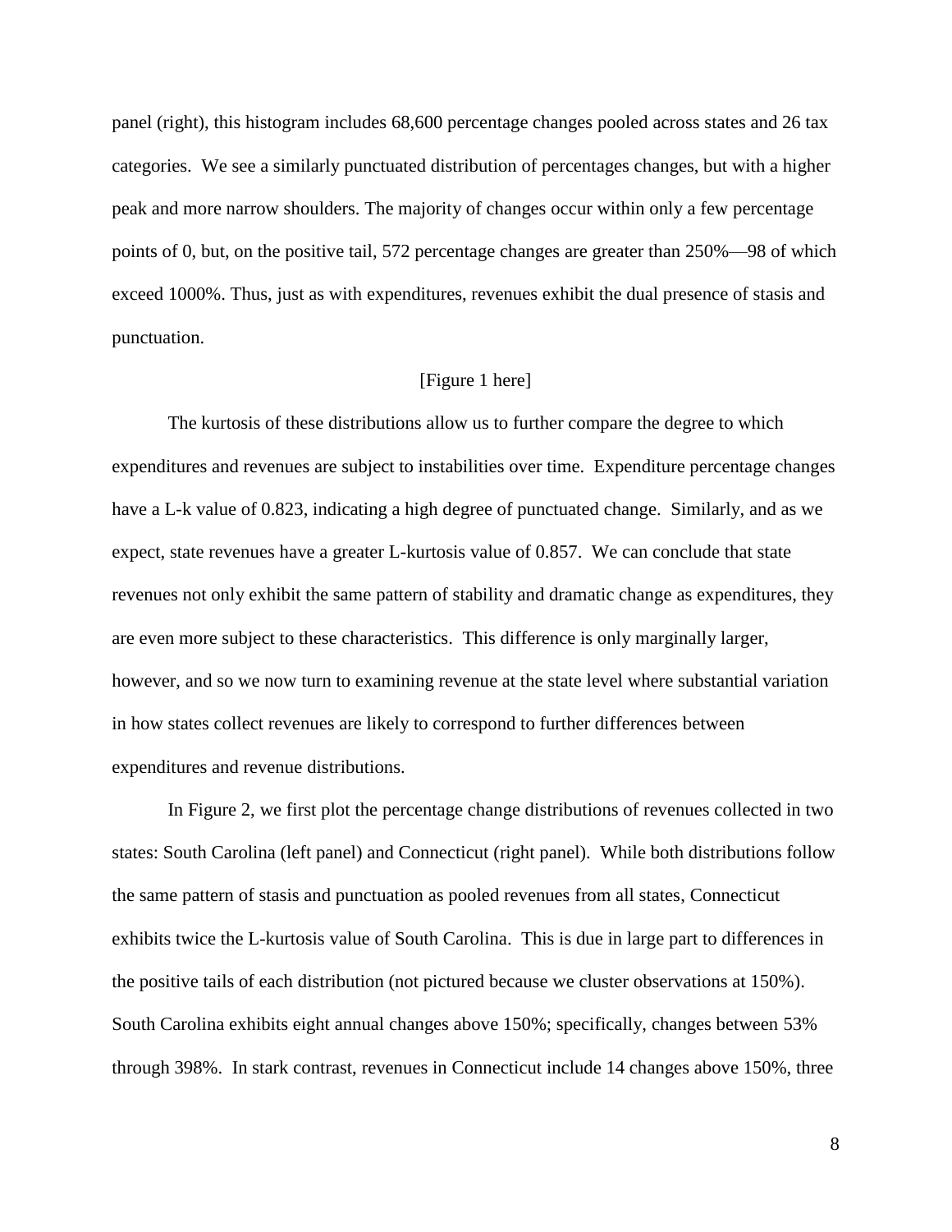panel (right), this histogram includes 68,600 percentage changes pooled across states and 26 tax categories. We see a similarly punctuated distribution of percentages changes, but with a higher peak and more narrow shoulders. The majority of changes occur within only a few percentage points of 0, but, on the positive tail, 572 percentage changes are greater than 250%—98 of which exceed 1000%. Thus, just as with expenditures, revenues exhibit the dual presence of stasis and punctuation.

[Figure 1 here]

The kurtosis of these distributions allow us to further compare the degree to which expenditures and revenues are subject to instabilities over time. Expenditure percentage changes have a L-k value of 0.823, indicating a high degree of punctuated change. Similarly, and as we expect, state revenues have a greater L-kurtosis value of 0.857. We can conclude that state revenues not only exhibit the same pattern of stability and dramatic change as expenditures, they are even more subject to these characteristics. This difference is only marginally larger, however, and so we now turn to examining revenue at the state level where substantial variation in how states collect revenues are likely to correspond to further differences between expenditures and revenue distributions.

In Figure 2, we first plot the percentage change distributions of revenues collected in two states: South Carolina (left panel) and Connecticut (right panel). While both distributions follow the same pattern of stasis and punctuation as pooled revenues from all states, Connecticut exhibits twice the L-kurtosis value of South Carolina. This is due in large part to differences in the positive tails of each distribution (not pictured because we cluster observations at 150%). South Carolina exhibits eight annual changes above 150%; specifically, changes between 53% through 398%. In stark contrast, revenues in Connecticut include 14 changes above 150%, three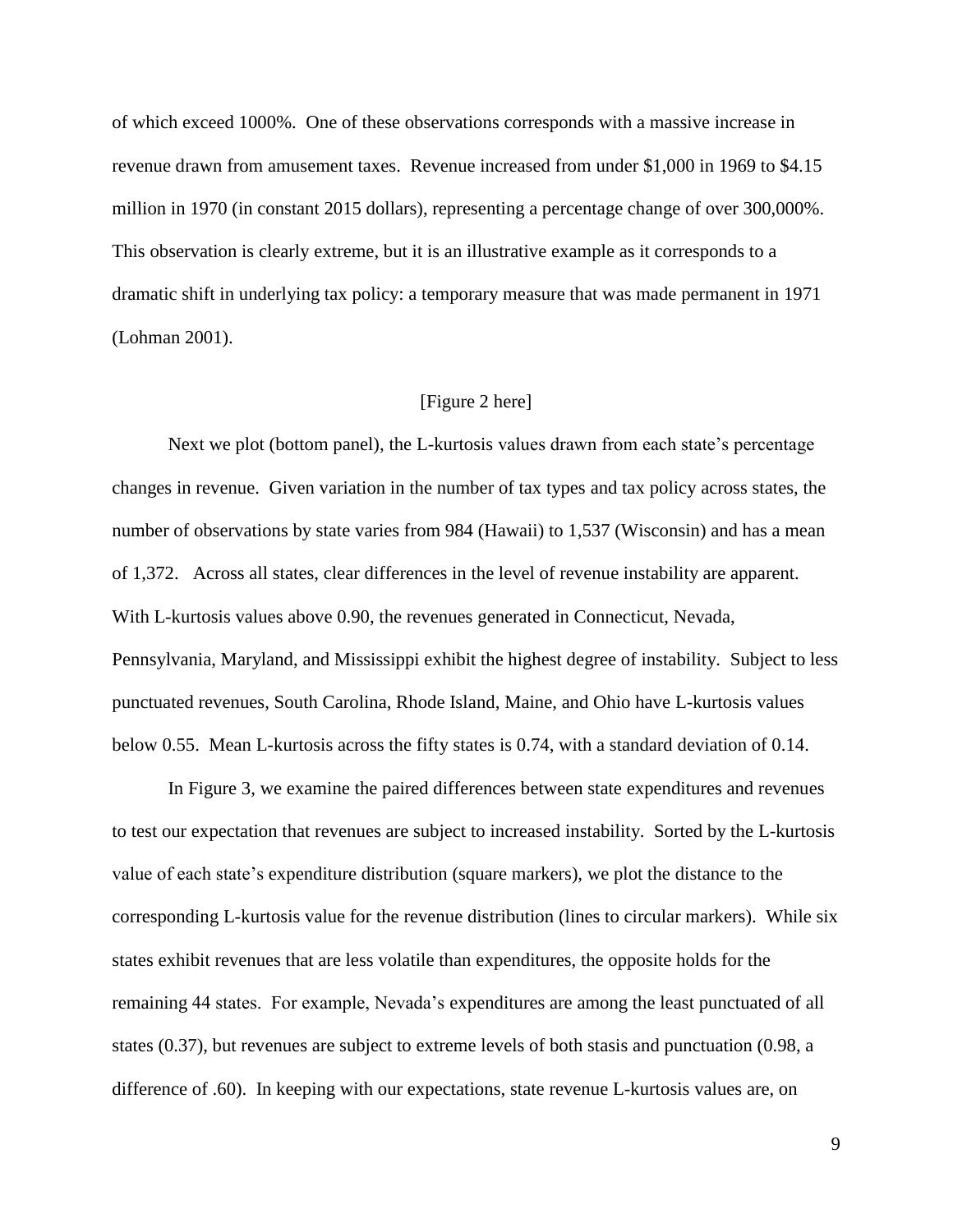of which exceed 1000%. One of these observations corresponds with a massive increase in revenue drawn from amusement taxes. Revenue increased from under $1,000 in 1969 to $4.15 million in 1970 (in constant 2015 dollars), representing a percentage change of over 300,000%. This observation is clearly extreme, but it is an illustrative example as it corresponds to a dramatic shift in underlying tax policy: a temporary measure that was made permanent in 1971 (Lohman 2001).

[Figure 2 here]

Next we plot (bottom panel), the L-kurtosis values drawn from each state's percentage changes in revenue. Given variation in the number of tax types and tax policy across states, the number of observations by state varies from 984 (Hawaii) to 1,537 (Wisconsin) and has a mean of 1,372. Across all states, clear differences in the level of revenue instability are apparent. With L-kurtosis values above 0.90, the revenues generated in Connecticut, Nevada, Pennsylvania, Maryland, and Mississippi exhibit the highest degree of instability. Subject to less punctuated revenues, South Carolina, Rhode Island, Maine, and Ohio have L-kurtosis values below 0.55. Mean L-kurtosis across the fifty states is 0.74, with a standard deviation of 0.14.

In Figure 3, we examine the paired differences between state expenditures and revenues to test our expectation that revenues are subject to increased instability. Sorted by the L-kurtosis value of each state's expenditure distribution (square markers), we plot the distance to the corresponding L-kurtosis value for the revenue distribution (lines to circular markers). While six states exhibit revenues that are less volatile than expenditures, the opposite holds for the remaining 44 states. For example, Nevada's expenditures are among the least punctuated of all states (0.37), but revenues are subject to extreme levels of both stasis and punctuation (0.98, a difference of .60). In keeping with our expectations, state revenue L-kurtosis values are, on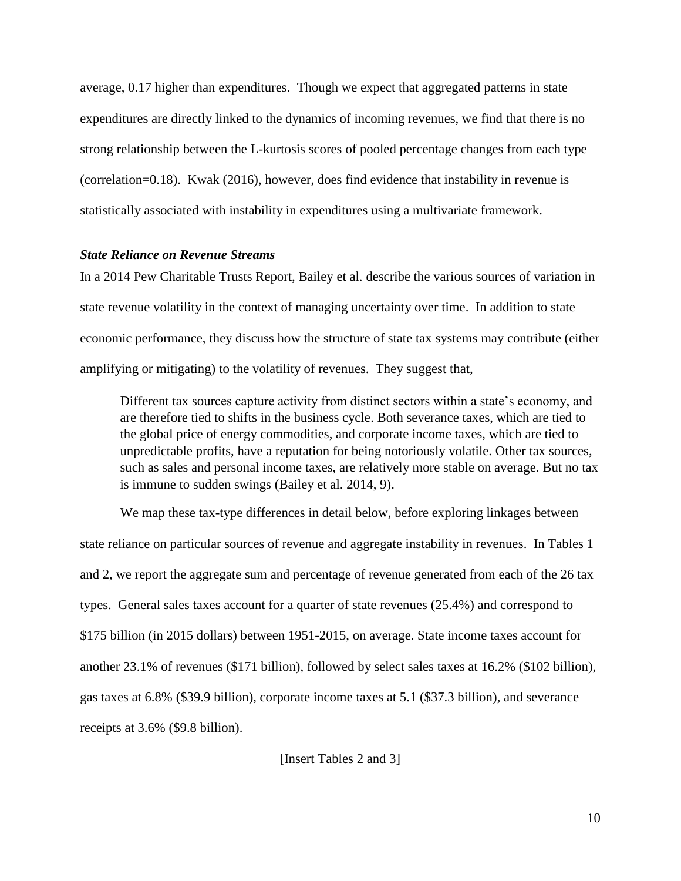average, 0.17 higher than expenditures. Though we expect that aggregated patterns in state expenditures are directly linked to the dynamics of incoming revenues, we find that there is no strong relationship between the L-kurtosis scores of pooled percentage changes from each type (correlation=0.18). Kwak (2016), however, does find evidence that instability in revenue is statistically associated with instability in expenditures using a multivariate framework.

***State Reliance on Revenue Streams***

In a 2014 Pew Charitable Trusts Report, Bailey et al. describe the various sources of variation in state revenue volatility in the context of managing uncertainty over time. In addition to state economic performance, they discuss how the structure of state tax systems may contribute (either amplifying or mitigating) to the volatility of revenues. They suggest that,

> Different tax sources capture activity from distinct sectors within a state's economy, and are therefore tied to shifts in the business cycle. Both severance taxes, which are tied to the global price of energy commodities, and corporate income taxes, which are tied to unpredictable profits, have a reputation for being notoriously volatile. Other tax sources, such as sales and personal income taxes, are relatively more stable on average. But no tax is immune to sudden swings (Bailey et al. 2014, 9).

We map these tax-type differences in detail below, before exploring linkages between state reliance on particular sources of revenue and aggregate instability in revenues. In Tables 1 and 2, we report the aggregate sum and percentage of revenue generated from each of the 26 tax types. General sales taxes account for a quarter of state revenues (25.4%) and correspond to $175 billion (in 2015 dollars) between 1951-2015, on average. State income taxes account for another 23.1% of revenues ($171 billion), followed by select sales taxes at 16.2% ($102 billion), gas taxes at 6.8% ($39.9 billion), corporate income taxes at 5.1 ($37.3 billion), and severance receipts at 3.6% ($9.8 billion).

[Insert Tables 2 and 3]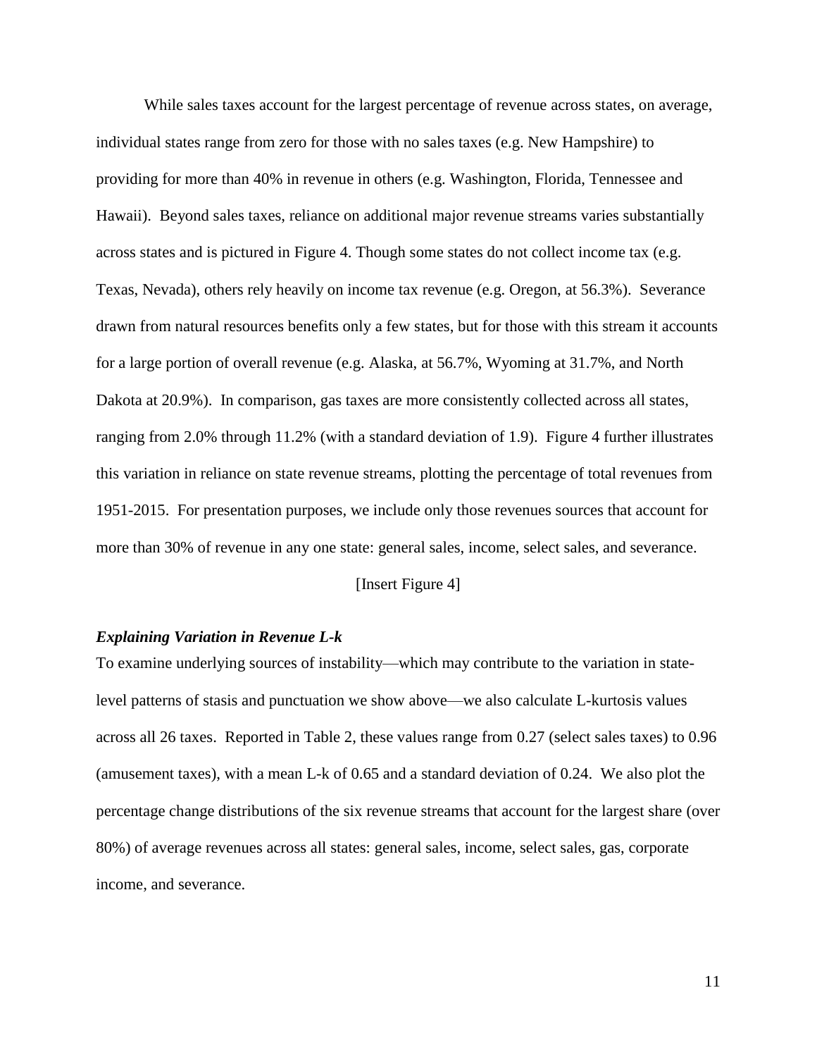While sales taxes account for the largest percentage of revenue across states, on average, individual states range from zero for those with no sales taxes (e.g. New Hampshire) to providing for more than 40% in revenue in others (e.g. Washington, Florida, Tennessee and Hawaii). Beyond sales taxes, reliance on additional major revenue streams varies substantially across states and is pictured in Figure 4. Though some states do not collect income tax (e.g. Texas, Nevada), others rely heavily on income tax revenue (e.g. Oregon, at 56.3%). Severance drawn from natural resources benefits only a few states, but for those with this stream it accounts for a large portion of overall revenue (e.g. Alaska, at 56.7%, Wyoming at 31.7%, and North Dakota at 20.9%). In comparison, gas taxes are more consistently collected across all states, ranging from 2.0% through 11.2% (with a standard deviation of 1.9). Figure 4 further illustrates this variation in reliance on state revenue streams, plotting the percentage of total revenues from 1951-2015. For presentation purposes, we include only those revenues sources that account for more than 30% of revenue in any one state: general sales, income, select sales, and severance.

[Insert Figure 4]

***Explaining Variation in Revenue L-k***

To examine underlying sources of instability—which may contribute to the variation in state-level patterns of stasis and punctuation we show above—we also calculate L-kurtosis values across all 26 taxes. Reported in Table 2, these values range from 0.27 (select sales taxes) to 0.96 (amusement taxes), with a mean L-k of 0.65 and a standard deviation of 0.24. We also plot the percentage change distributions of the six revenue streams that account for the largest share (over 80%) of average revenues across all states: general sales, income, select sales, gas, corporate income, and severance.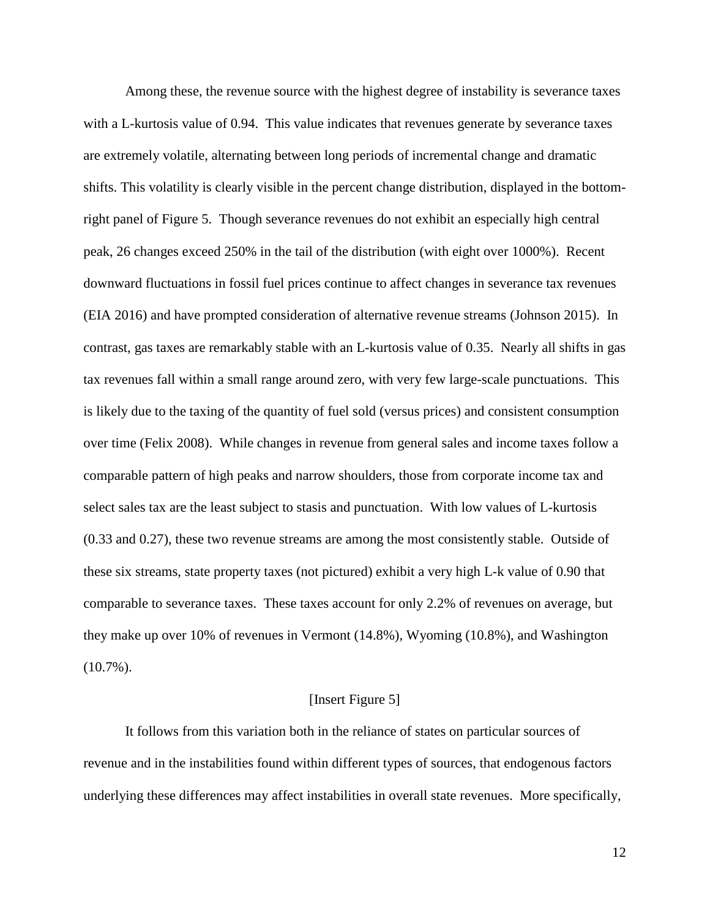Among these, the revenue source with the highest degree of instability is severance taxes with a L-kurtosis value of 0.94. This value indicates that revenues generate by severance taxes are extremely volatile, alternating between long periods of incremental change and dramatic shifts. This volatility is clearly visible in the percent change distribution, displayed in the bottom-right panel of Figure 5. Though severance revenues do not exhibit an especially high central peak, 26 changes exceed 250% in the tail of the distribution (with eight over 1000%). Recent downward fluctuations in fossil fuel prices continue to affect changes in severance tax revenues (EIA 2016) and have prompted consideration of alternative revenue streams (Johnson 2015). In contrast, gas taxes are remarkably stable with an L-kurtosis value of 0.35. Nearly all shifts in gas tax revenues fall within a small range around zero, with very few large-scale punctuations. This is likely due to the taxing of the quantity of fuel sold (versus prices) and consistent consumption over time (Felix 2008). While changes in revenue from general sales and income taxes follow a comparable pattern of high peaks and narrow shoulders, those from corporate income tax and select sales tax are the least subject to stasis and punctuation. With low values of L-kurtosis (0.33 and 0.27), these two revenue streams are among the most consistently stable. Outside of these six streams, state property taxes (not pictured) exhibit a very high L-k value of 0.90 that comparable to severance taxes. These taxes account for only 2.2% of revenues on average, but they make up over 10% of revenues in Vermont (14.8%), Wyoming (10.8%), and Washington (10.7%).

[Insert Figure 5]

It follows from this variation both in the reliance of states on particular sources of revenue and in the instabilities found within different types of sources, that endogenous factors underlying these differences may affect instabilities in overall state revenues. More specifically,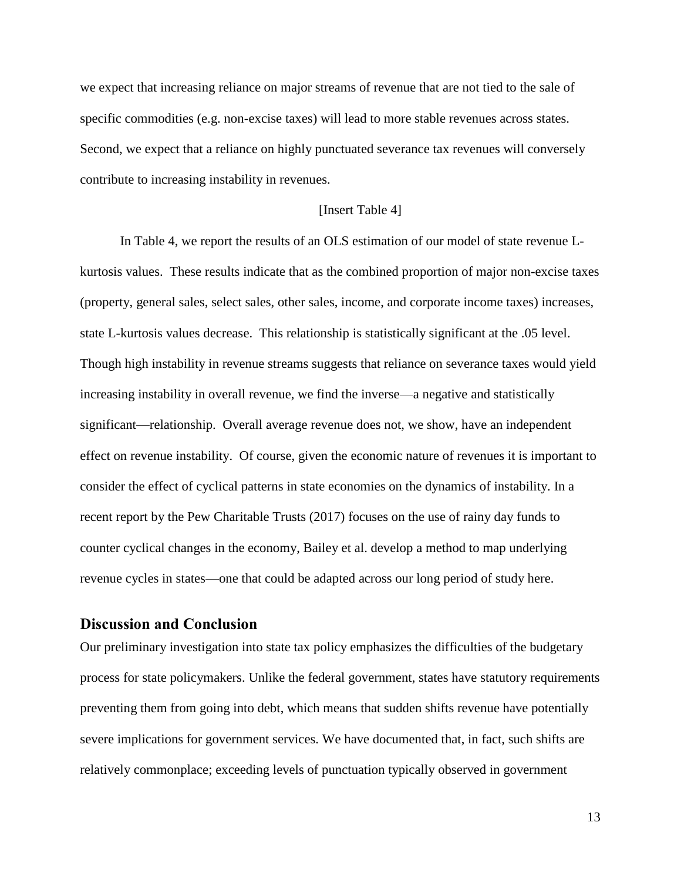we expect that increasing reliance on major streams of revenue that are not tied to the sale of specific commodities (e.g. non-excise taxes) will lead to more stable revenues across states. Second, we expect that a reliance on highly punctuated severance tax revenues will conversely contribute to increasing instability in revenues.

[Insert Table 4]

In Table 4, we report the results of an OLS estimation of our model of state revenue L-kurtosis values. These results indicate that as the combined proportion of major non-excise taxes (property, general sales, select sales, other sales, income, and corporate income taxes) increases, state L-kurtosis values decrease. This relationship is statistically significant at the .05 level. Though high instability in revenue streams suggests that reliance on severance taxes would yield increasing instability in overall revenue, we find the inverse—a negative and statistically significant—relationship. Overall average revenue does not, we show, have an independent effect on revenue instability. Of course, given the economic nature of revenues it is important to consider the effect of cyclical patterns in state economies on the dynamics of instability. In a recent report by the Pew Charitable Trusts (2017) focuses on the use of rainy day funds to counter cyclical changes in the economy, Bailey et al. develop a method to map underlying revenue cycles in states—one that could be adapted across our long period of study here.

## Discussion and Conclusion

Our preliminary investigation into state tax policy emphasizes the difficulties of the budgetary process for state policymakers. Unlike the federal government, states have statutory requirements preventing them from going into debt, which means that sudden shifts revenue have potentially severe implications for government services. We have documented that, in fact, such shifts are relatively commonplace; exceeding levels of punctuation typically observed in government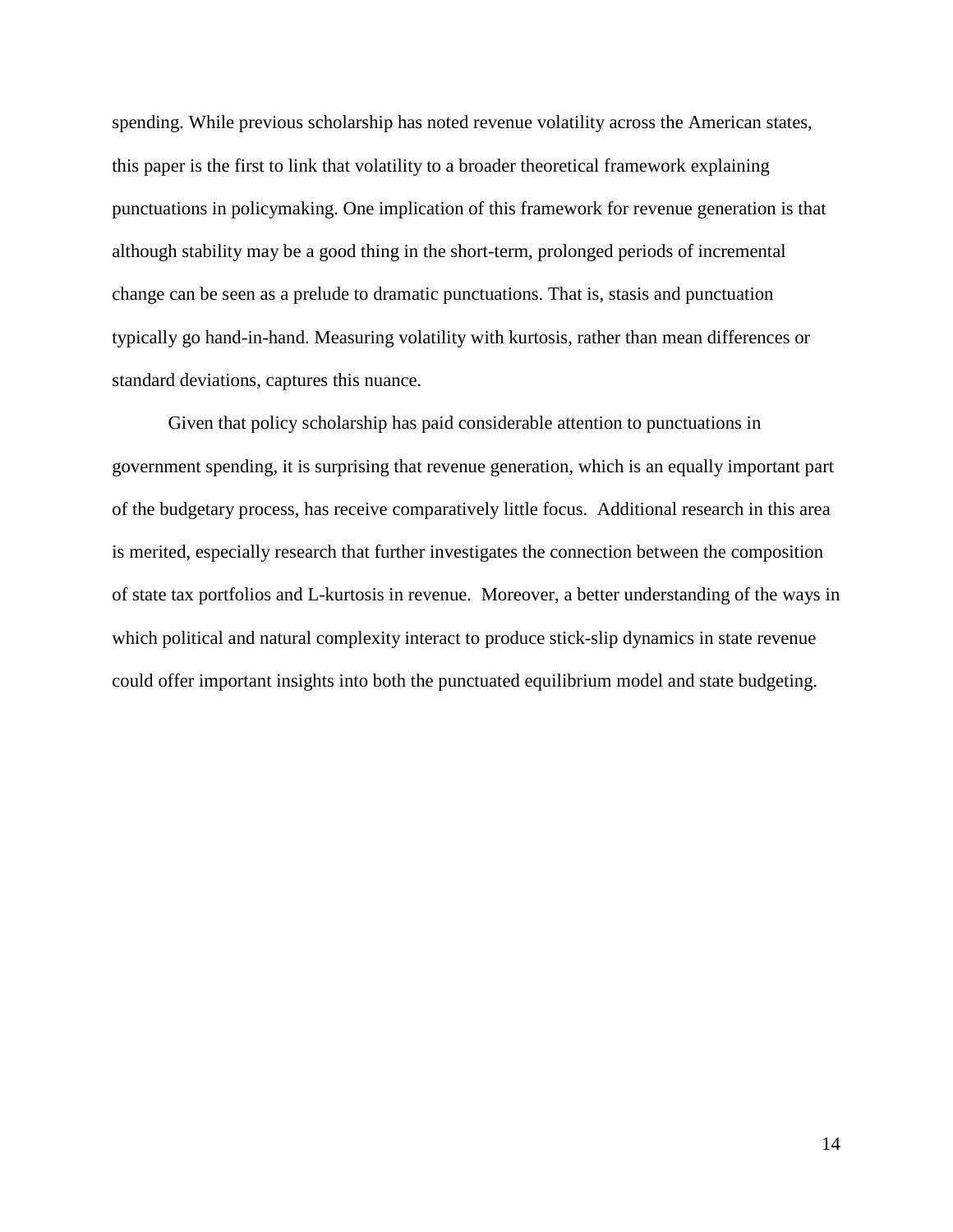spending. While previous scholarship has noted revenue volatility across the American states, this paper is the first to link that volatility to a broader theoretical framework explaining punctuations in policymaking. One implication of this framework for revenue generation is that although stability may be a good thing in the short-term, prolonged periods of incremental change can be seen as a prelude to dramatic punctuations. That is, stasis and punctuation typically go hand-in-hand. Measuring volatility with kurtosis, rather than mean differences or standard deviations, captures this nuance.

Given that policy scholarship has paid considerable attention to punctuations in government spending, it is surprising that revenue generation, which is an equally important part of the budgetary process, has receive comparatively little focus. Additional research in this area is merited, especially research that further investigates the connection between the composition of state tax portfolios and L-kurtosis in revenue. Moreover, a better understanding of the ways in which political and natural complexity interact to produce stick-slip dynamics in state revenue could offer important insights into both the punctuated equilibrium model and state budgeting.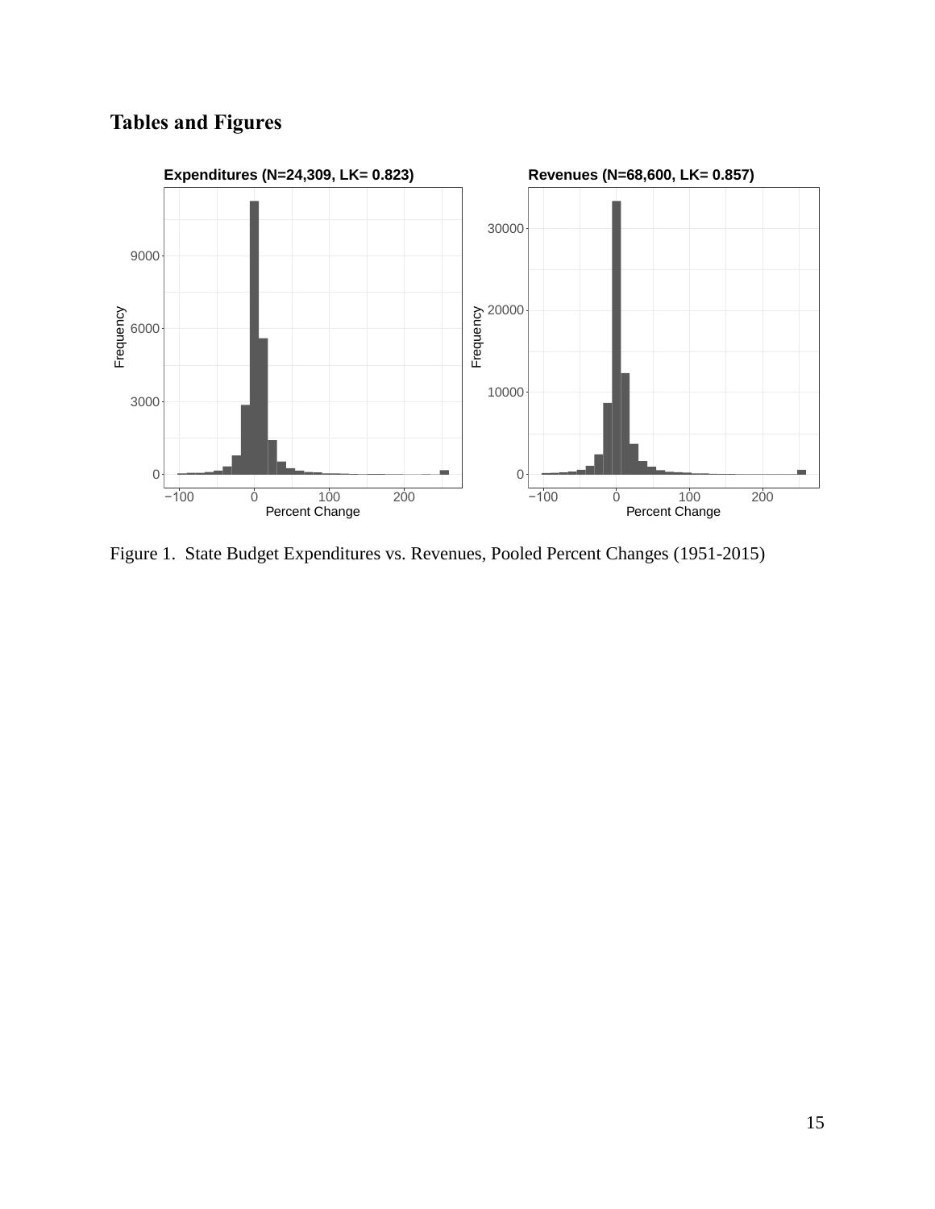## Tables and Figures

Figure 1. State Budget Expenditures vs. Revenues, Pooled Percent Changes (1951-2015)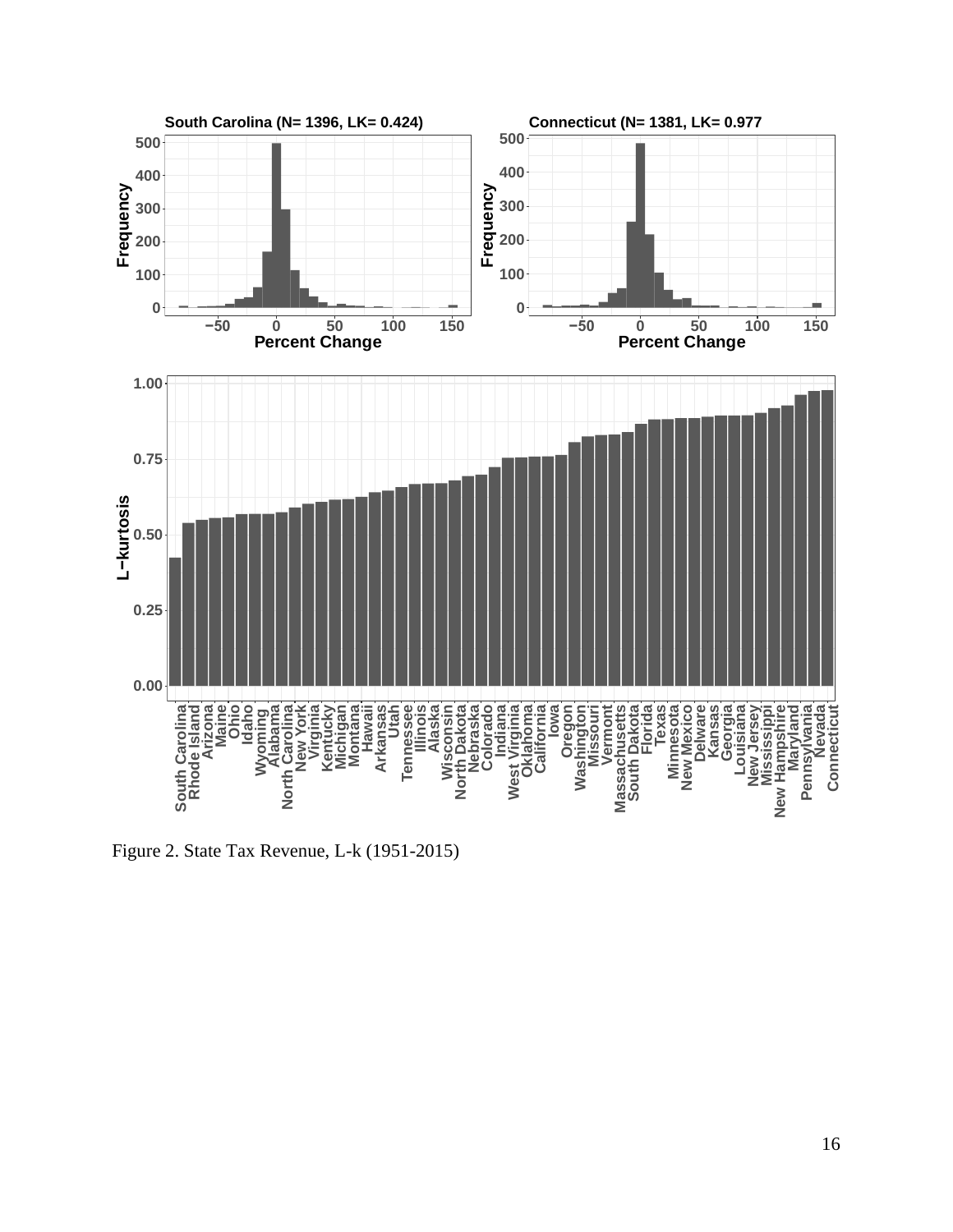Figure 2. State Tax Revenue, L-k (1951-2015)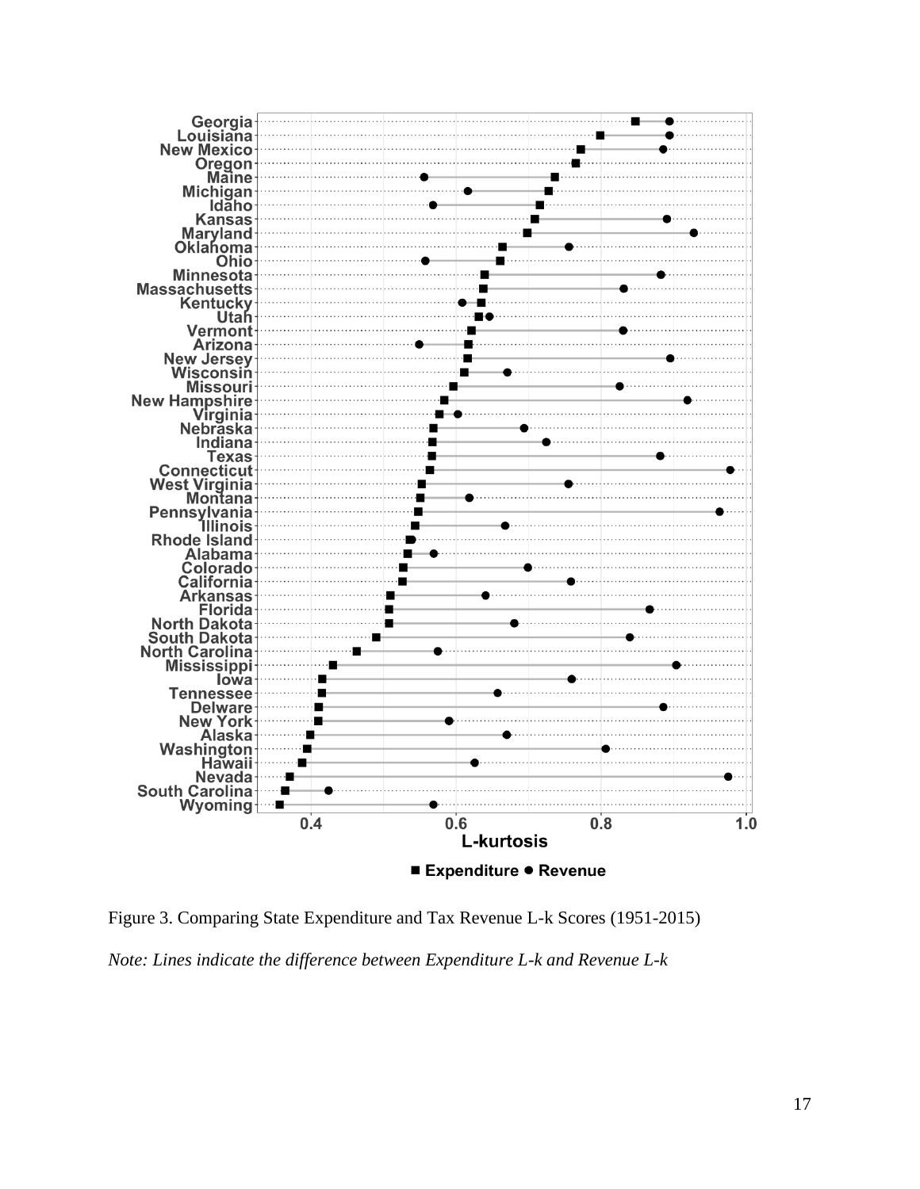Figure 3. Comparing State Expenditure and Tax Revenue L-k Scores (1951-2015)

*Note: Lines indicate the difference between Expenditure L-k and Revenue L-k*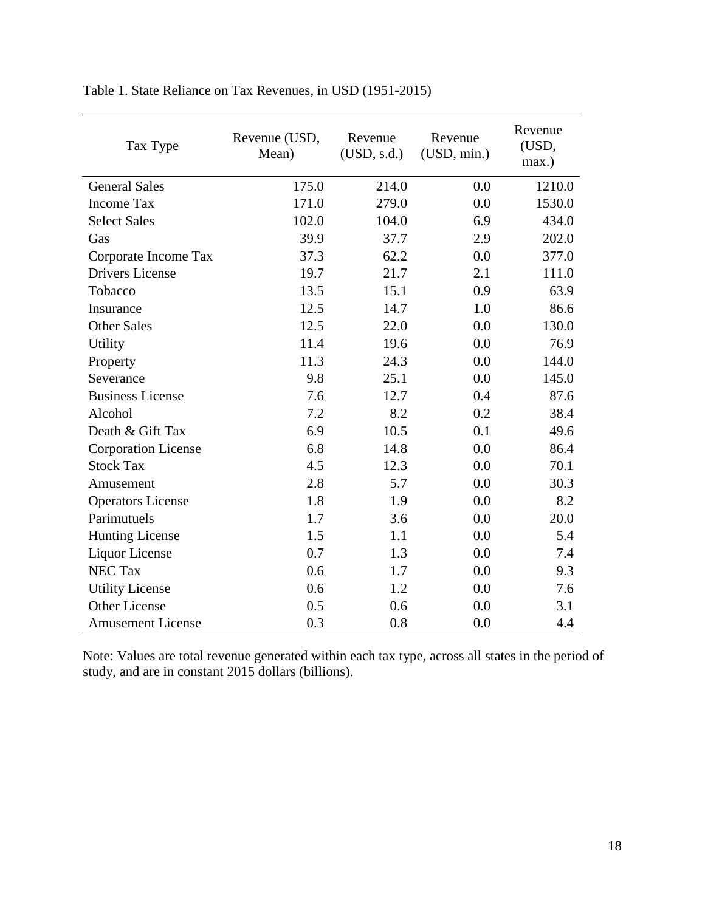Table 1. State Reliance on Tax Revenues, in USD (1951-2015)

| Tax Type | Revenue (USD, Mean) | Revenue (USD, s.d.) | Revenue (USD, min.) | Revenue (USD, max.) |
|---|---|---|---|---|
| General Sales | 175.0 | 214.0 | 0.0 | 1210.0 |
| Income Tax | 171.0 | 279.0 | 0.0 | 1530.0 |
| Select Sales | 102.0 | 104.0 | 6.9 | 434.0 |
| Gas | 39.9 | 37.7 | 2.9 | 202.0 |
| Corporate Income Tax | 37.3 | 62.2 | 0.0 | 377.0 |
| Drivers License | 19.7 | 21.7 | 2.1 | 111.0 |
| Tobacco | 13.5 | 15.1 | 0.9 | 63.9 |
| Insurance | 12.5 | 14.7 | 1.0 | 86.6 |
| Other Sales | 12.5 | 22.0 | 0.0 | 130.0 |
| Utility | 11.4 | 19.6 | 0.0 | 76.9 |
| Property | 11.3 | 24.3 | 0.0 | 144.0 |
| Severance | 9.8 | 25.1 | 0.0 | 145.0 |
| Business License | 7.6 | 12.7 | 0.4 | 87.6 |
| Alcohol | 7.2 | 8.2 | 0.2 | 38.4 |
| Death & Gift Tax | 6.9 | 10.5 | 0.1 | 49.6 |
| Corporation License | 6.8 | 14.8 | 0.0 | 86.4 |
| Stock Tax | 4.5 | 12.3 | 0.0 | 70.1 |
| Amusement | 2.8 | 5.7 | 0.0 | 30.3 |
| Operators License | 1.8 | 1.9 | 0.0 | 8.2 |
| Parimutuels | 1.7 | 3.6 | 0.0 | 20.0 |
| Hunting License | 1.5 | 1.1 | 0.0 | 5.4 |
| Liquor License | 0.7 | 1.3 | 0.0 | 7.4 |
| NEC Tax | 0.6 | 1.7 | 0.0 | 9.3 |
| Utility License | 0.6 | 1.2 | 0.0 | 7.6 |
| Other License | 0.5 | 0.6 | 0.0 | 3.1 |
| Amusement License | 0.3 | 0.8 | 0.0 | 4.4 |

Note: Values are total revenue generated within each tax type, across all states in the period of study, and are in constant 2015 dollars (billions).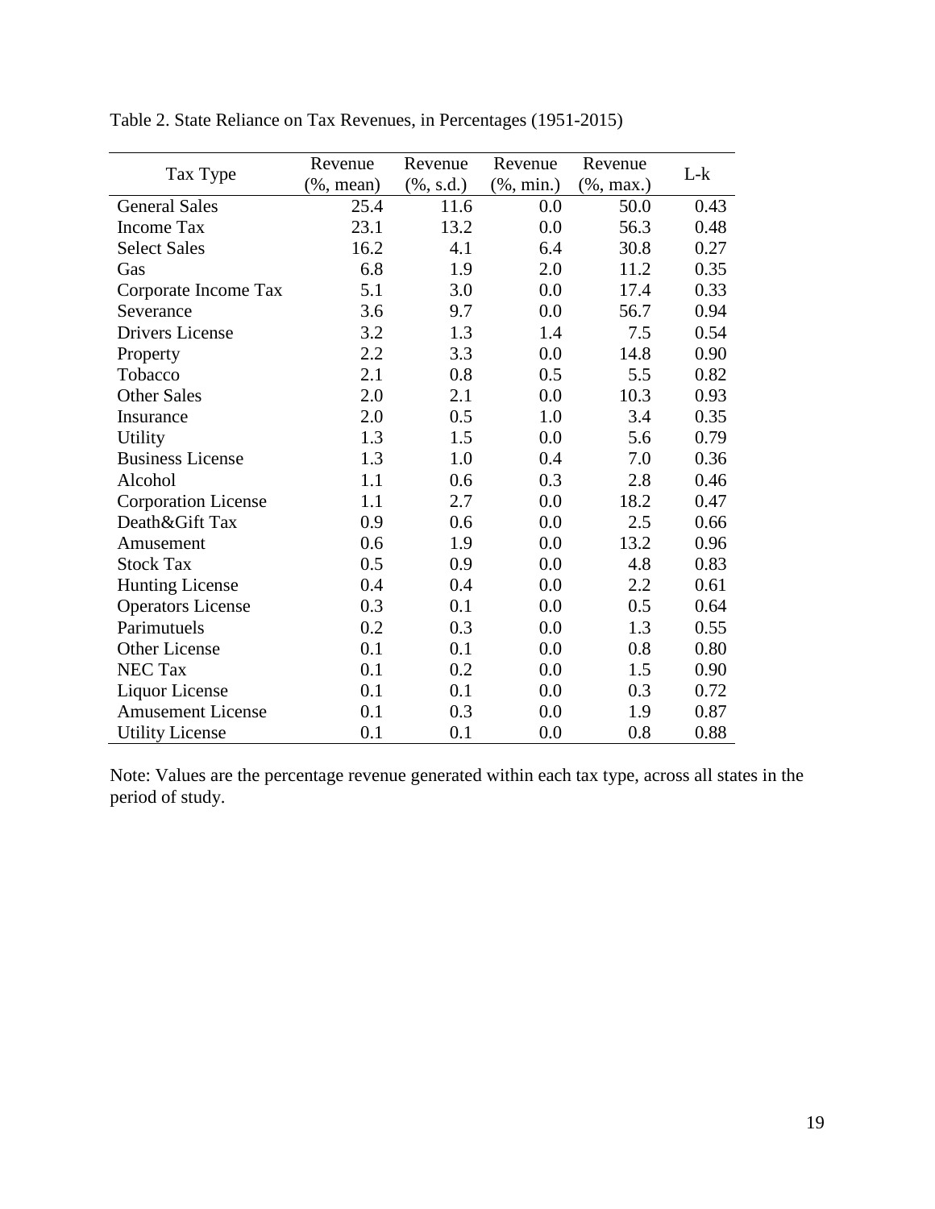Table 2. State Reliance on Tax Revenues, in Percentages (1951-2015)

| Tax Type | Revenue (%, mean) | Revenue (%, s.d.) | Revenue (%, min.) | Revenue (%, max.) | L-k |
|---|---|---|---|---|---|
| General Sales | 25.4 | 11.6 | 0.0 | 50.0 | 0.43 |
| Income Tax | 23.1 | 13.2 | 0.0 | 56.3 | 0.48 |
| Select Sales | 16.2 | 4.1 | 6.4 | 30.8 | 0.27 |
| Gas | 6.8 | 1.9 | 2.0 | 11.2 | 0.35 |
| Corporate Income Tax | 5.1 | 3.0 | 0.0 | 17.4 | 0.33 |
| Severance | 3.6 | 9.7 | 0.0 | 56.7 | 0.94 |
| Drivers License | 3.2 | 1.3 | 1.4 | 7.5 | 0.54 |
| Property | 2.2 | 3.3 | 0.0 | 14.8 | 0.90 |
| Tobacco | 2.1 | 0.8 | 0.5 | 5.5 | 0.82 |
| Other Sales | 2.0 | 2.1 | 0.0 | 10.3 | 0.93 |
| Insurance | 2.0 | 0.5 | 1.0 | 3.4 | 0.35 |
| Utility | 1.3 | 1.5 | 0.0 | 5.6 | 0.79 |
| Business License | 1.3 | 1.0 | 0.4 | 7.0 | 0.36 |
| Alcohol | 1.1 | 0.6 | 0.3 | 2.8 | 0.46 |
| Corporation License | 1.1 | 2.7 | 0.0 | 18.2 | 0.47 |
| Death&Gift Tax | 0.9 | 0.6 | 0.0 | 2.5 | 0.66 |
| Amusement | 0.6 | 1.9 | 0.0 | 13.2 | 0.96 |
| Stock Tax | 0.5 | 0.9 | 0.0 | 4.8 | 0.83 |
| Hunting License | 0.4 | 0.4 | 0.0 | 2.2 | 0.61 |
| Operators License | 0.3 | 0.1 | 0.0 | 0.5 | 0.64 |
| Parimutuels | 0.2 | 0.3 | 0.0 | 1.3 | 0.55 |
| Other License | 0.1 | 0.1 | 0.0 | 0.8 | 0.80 |
| NEC Tax | 0.1 | 0.2 | 0.0 | 1.5 | 0.90 |
| Liquor License | 0.1 | 0.1 | 0.0 | 0.3 | 0.72 |
| Amusement License | 0.1 | 0.3 | 0.0 | 1.9 | 0.87 |
| Utility License | 0.1 | 0.1 | 0.0 | 0.8 | 0.88 |

Note: Values are the percentage revenue generated within each tax type, across all states in the period of study.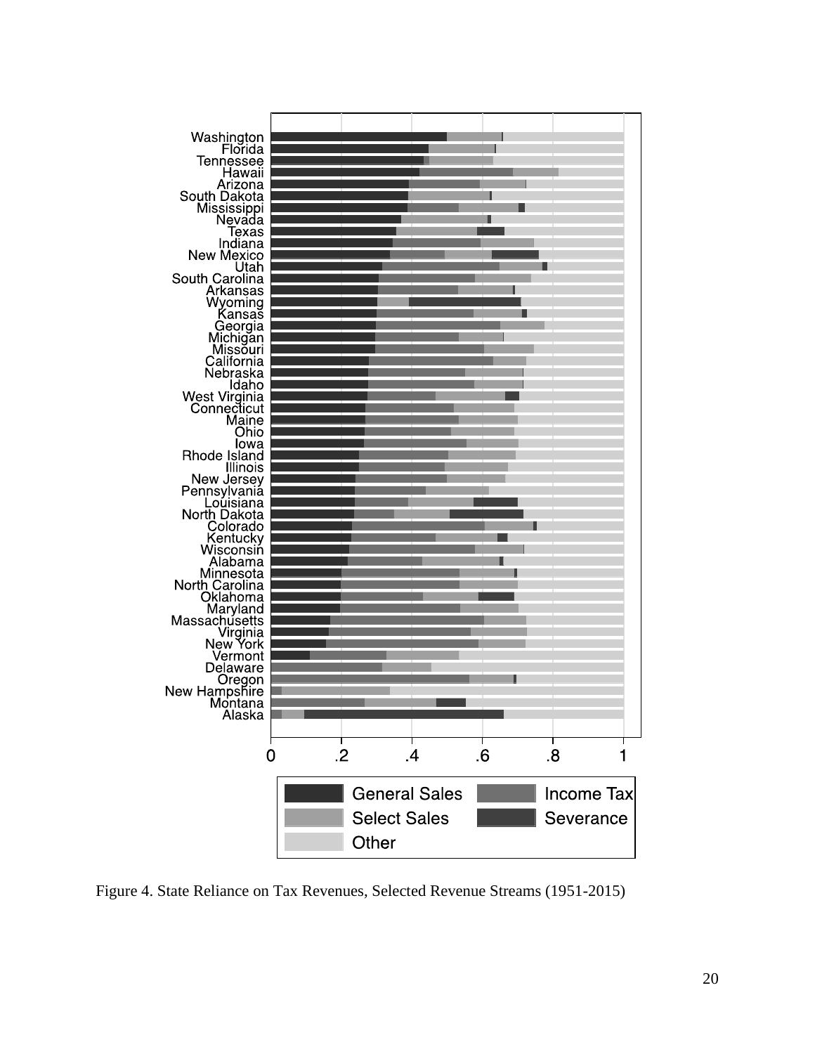Figure 4. State Reliance on Tax Revenues, Selected Revenue Streams (1951-2015)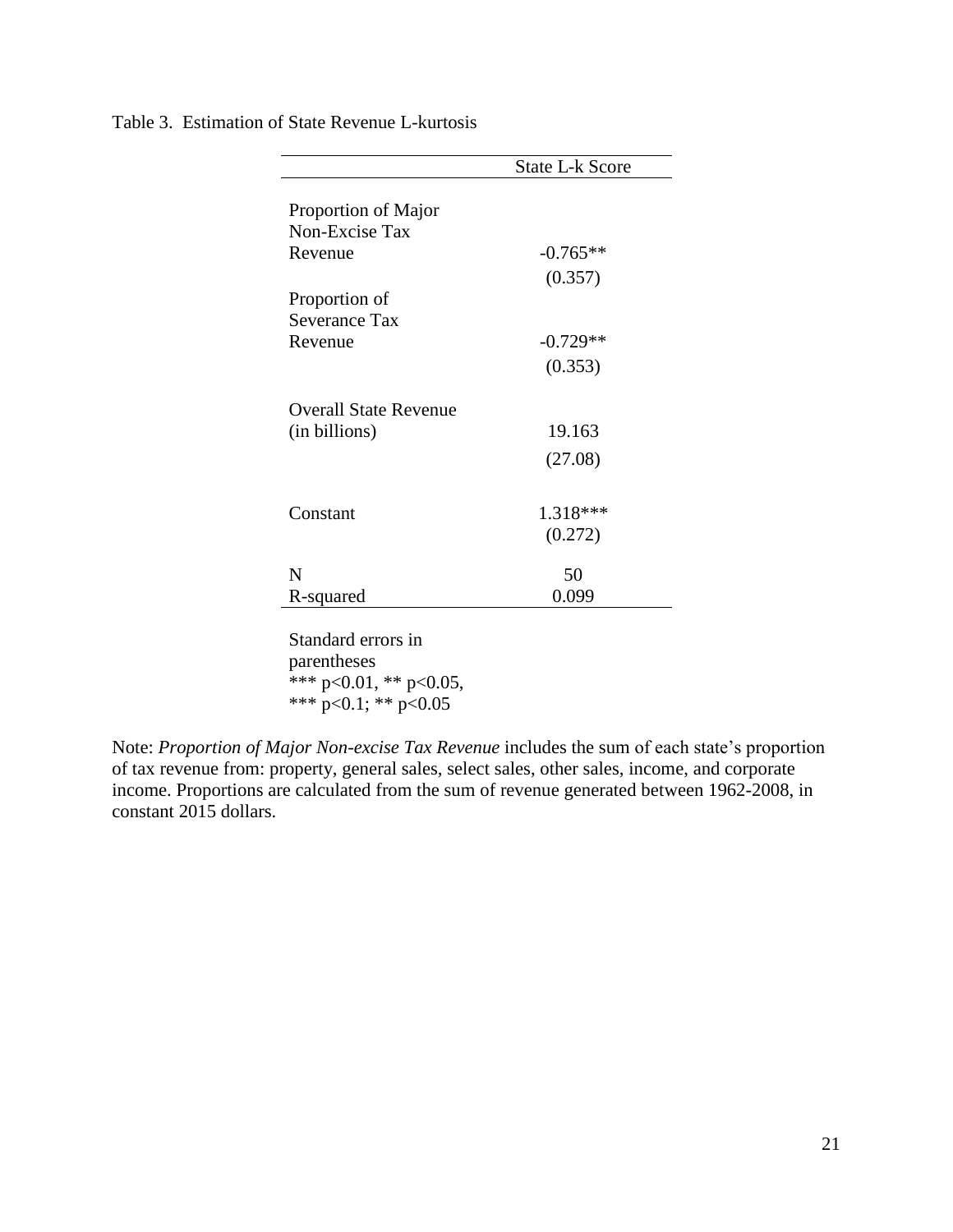Table 3. Estimation of State Revenue L-kurtosis

| | State L-k Score |
|---|---|
| Proportion of Major Non-Excise Tax Revenue | -0.765** |
| | (0.357) |
| Proportion of Severance Tax Revenue | -0.729** |
| | (0.353) |
| Overall State Revenue (in billions) | 19.163 |
| | (27.08) |
| Constant | 1.318*** |
| | (0.272) |
| N | 50 |
| R-squared | 0.099 |

Standard errors in parentheses
*** p<0.01, ** p<0.05,
*** p<0.1; ** p<0.05

Note: *Proportion of Major Non-excise Tax Revenue* includes the sum of each state's proportion of tax revenue from: property, general sales, select sales, other sales, income, and corporate income. Proportions are calculated from the sum of revenue generated between 1962-2008, in constant 2015 dollars.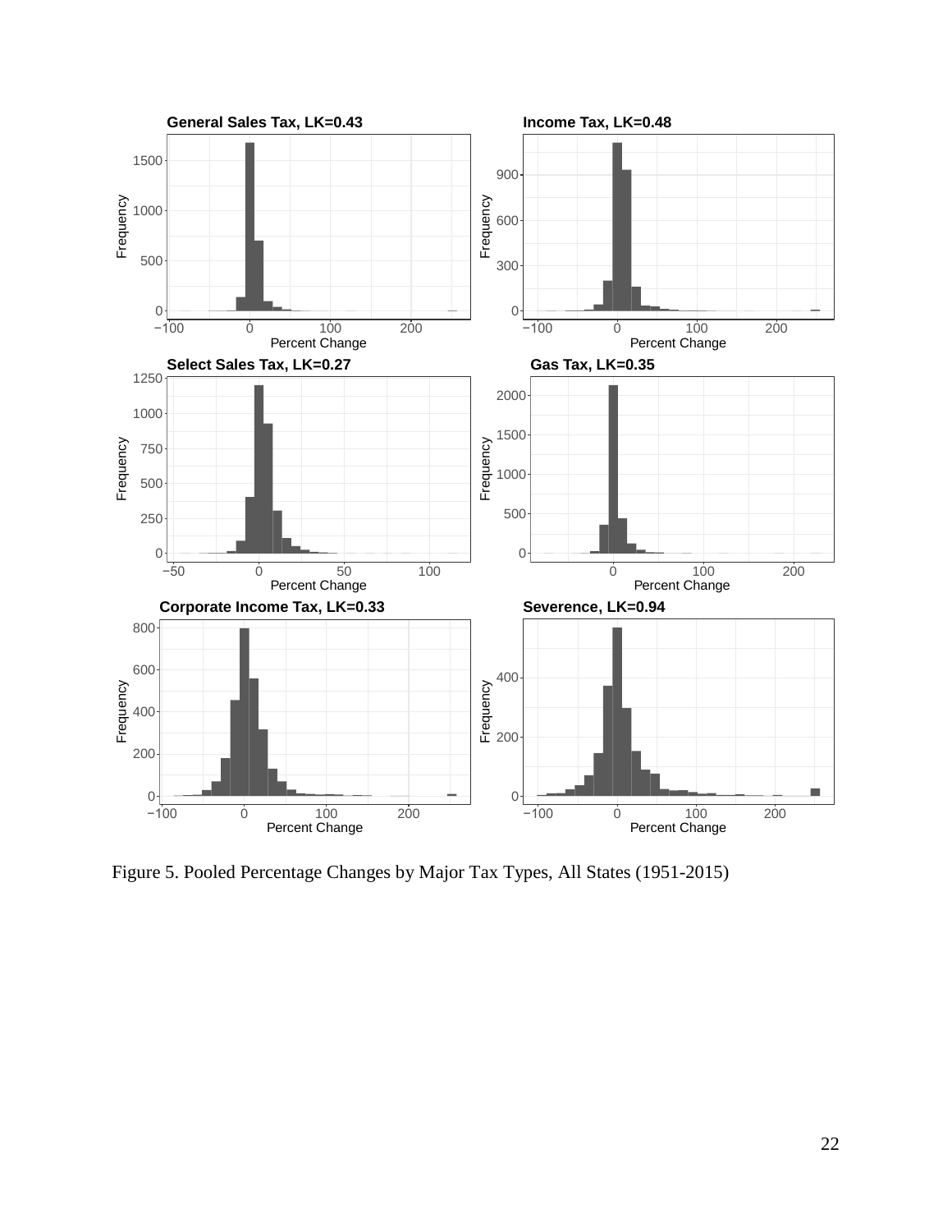Figure 5. Pooled Percentage Changes by Major Tax Types, All States (1951-2015)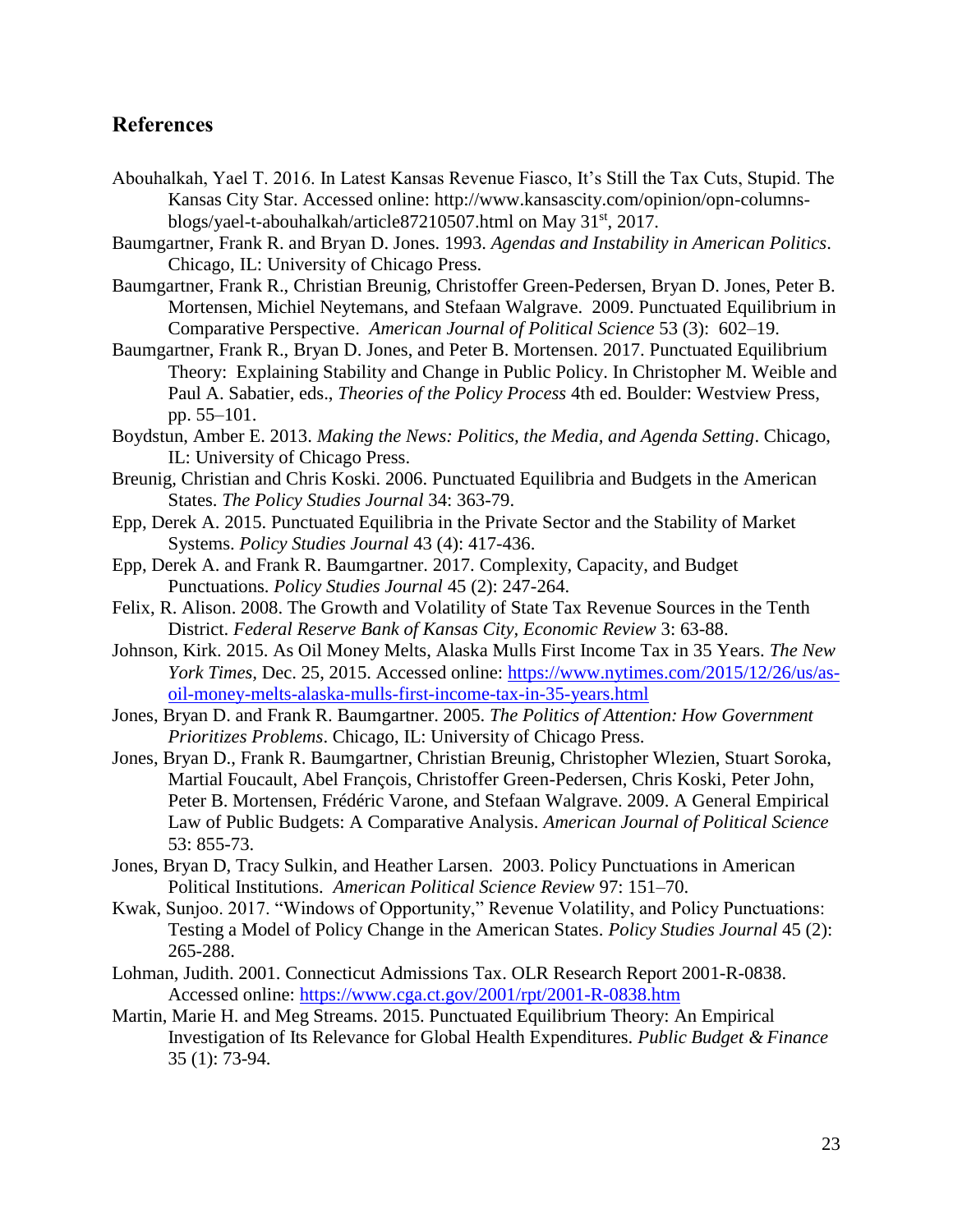## References

Abouhalkah, Yael T. 2016. In Latest Kansas Revenue Fiasco, It's Still the Tax Cuts, Stupid. The Kansas City Star. Accessed online: http://www.kansascity.com/opinion/opn-columns-blogs/yael-t-abouhalkah/article87210507.html on May 31st, 2017.

Baumgartner, Frank R. and Bryan D. Jones. 1993. *Agendas and Instability in American Politics*. Chicago, IL: University of Chicago Press.

Baumgartner, Frank R., Christian Breunig, Christoffer Green-Pedersen, Bryan D. Jones, Peter B. Mortensen, Michiel Neytemans, and Stefaan Walgrave. 2009. Punctuated Equilibrium in Comparative Perspective. *American Journal of Political Science* 53 (3): 602–19.

Baumgartner, Frank R., Bryan D. Jones, and Peter B. Mortensen. 2017. Punctuated Equilibrium Theory: Explaining Stability and Change in Public Policy. In Christopher M. Weible and Paul A. Sabatier, eds., *Theories of the Policy Process* 4th ed. Boulder: Westview Press, pp. 55–101.

Boydstun, Amber E. 2013. *Making the News: Politics, the Media, and Agenda Setting*. Chicago, IL: University of Chicago Press.

Breunig, Christian and Chris Koski. 2006. Punctuated Equilibria and Budgets in the American States. *The Policy Studies Journal* 34: 363-79.

Epp, Derek A. 2015. Punctuated Equilibria in the Private Sector and the Stability of Market Systems. *Policy Studies Journal* 43 (4): 417-436.

Epp, Derek A. and Frank R. Baumgartner. 2017. Complexity, Capacity, and Budget Punctuations. *Policy Studies Journal* 45 (2): 247-264.

Felix, R. Alison. 2008. The Growth and Volatility of State Tax Revenue Sources in the Tenth District. *Federal Reserve Bank of Kansas City, Economic Review* 3: 63-88.

Johnson, Kirk. 2015. As Oil Money Melts, Alaska Mulls First Income Tax in 35 Years. *The New York Times*, Dec. 25, 2015. Accessed online: https://www.nytimes.com/2015/12/26/us/as-oil-money-melts-alaska-mulls-first-income-tax-in-35-years.html

Jones, Bryan D. and Frank R. Baumgartner. 2005. *The Politics of Attention: How Government Prioritizes Problems*. Chicago, IL: University of Chicago Press.

Jones, Bryan D., Frank R. Baumgartner, Christian Breunig, Christopher Wlezien, Stuart Soroka, Martial Foucault, Abel François, Christoffer Green-Pedersen, Chris Koski, Peter John, Peter B. Mortensen, Frédéric Varone, and Stefaan Walgrave. 2009. A General Empirical Law of Public Budgets: A Comparative Analysis. *American Journal of Political Science* 53: 855-73.

Jones, Bryan D, Tracy Sulkin, and Heather Larsen. 2003. Policy Punctuations in American Political Institutions. *American Political Science Review* 97: 151–70.

Kwak, Sunjoo. 2017. "Windows of Opportunity," Revenue Volatility, and Policy Punctuations: Testing a Model of Policy Change in the American States. *Policy Studies Journal* 45 (2): 265-288.

Lohman, Judith. 2001. Connecticut Admissions Tax. OLR Research Report 2001-R-0838. Accessed online: https://www.cga.ct.gov/2001/rpt/2001-R-0838.htm

Martin, Marie H. and Meg Streams. 2015. Punctuated Equilibrium Theory: An Empirical Investigation of Its Relevance for Global Health Expenditures. *Public Budget & Finance* 35 (1): 73-94.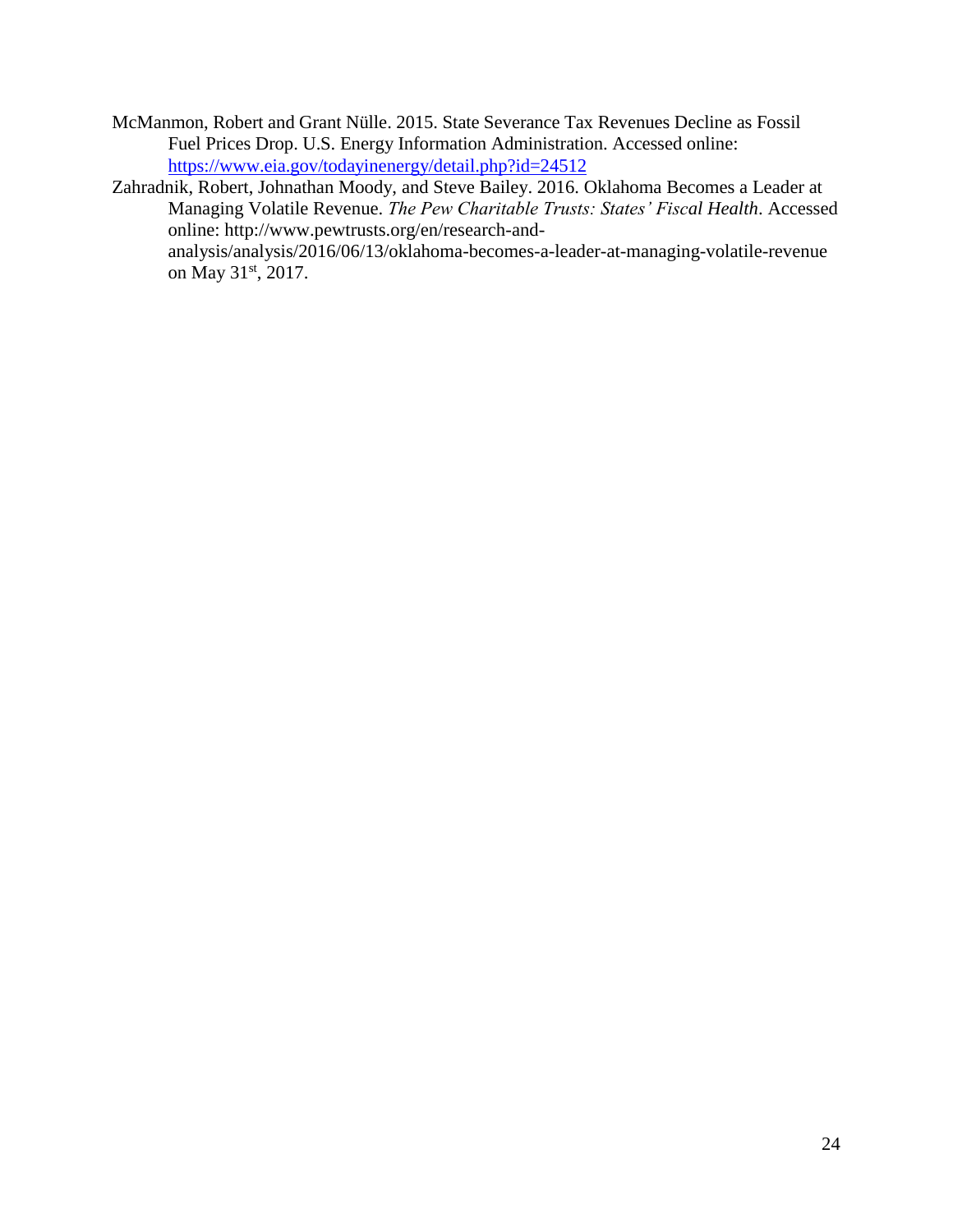McManmon, Robert and Grant Nülle. 2015. State Severance Tax Revenues Decline as Fossil Fuel Prices Drop. U.S. Energy Information Administration. Accessed online: https://www.eia.gov/todayinenergy/detail.php?id=24512

Zahradnik, Robert, Johnathan Moody, and Steve Bailey. 2016. Oklahoma Becomes a Leader at Managing Volatile Revenue. *The Pew Charitable Trusts: States' Fiscal Health*. Accessed online: http://www.pewtrusts.org/en/research-and-analysis/analysis/2016/06/13/oklahoma-becomes-a-leader-at-managing-volatile-revenue on May 31st, 2017.